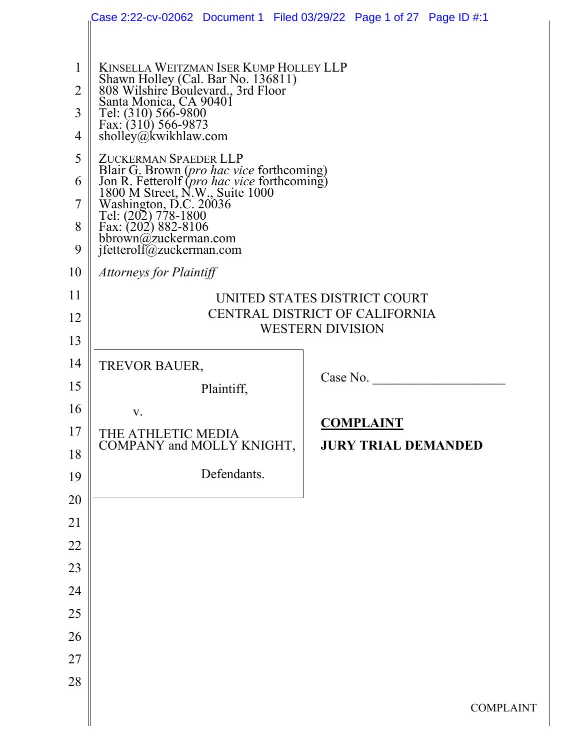KINSELLA WEITZMAN ISER KUMP HOLLEY LLP
Shawn Holley (Cal. Bar No. 136811)
808 Wilshire Boulevard., 3rd Floor
Santa Monica, CA 90401
Tel: (310) 566-9800
Fax: (310) 566-9873
sholley@kwikhlaw.com

ZUCKERMAN SPAEDER LLP
Blair G. Brown (*pro hac vice* forthcoming)
Jon R. Fetterolf (*pro hac vice* forthcoming)
1800 M Street, N.W., Suite 1000
Washington, D.C. 20036
Tel: (202) 778-1800
Fax: (202) 882-8106
bbrown@zuckerman.com
jfetterolf@zuckerman.com

*Attorneys for Plaintiff*

UNITED STATES DISTRICT COURT
CENTRAL DISTRICT OF CALIFORNIA
WESTERN DIVISION

TREVOR BAUER,

Plaintiff,

v.

THE ATHLETIC MEDIA COMPANY and MOLLY KNIGHT,

Defendants.

Case No. ____________________

**COMPLAINT**

**JURY TRIAL DEMANDED**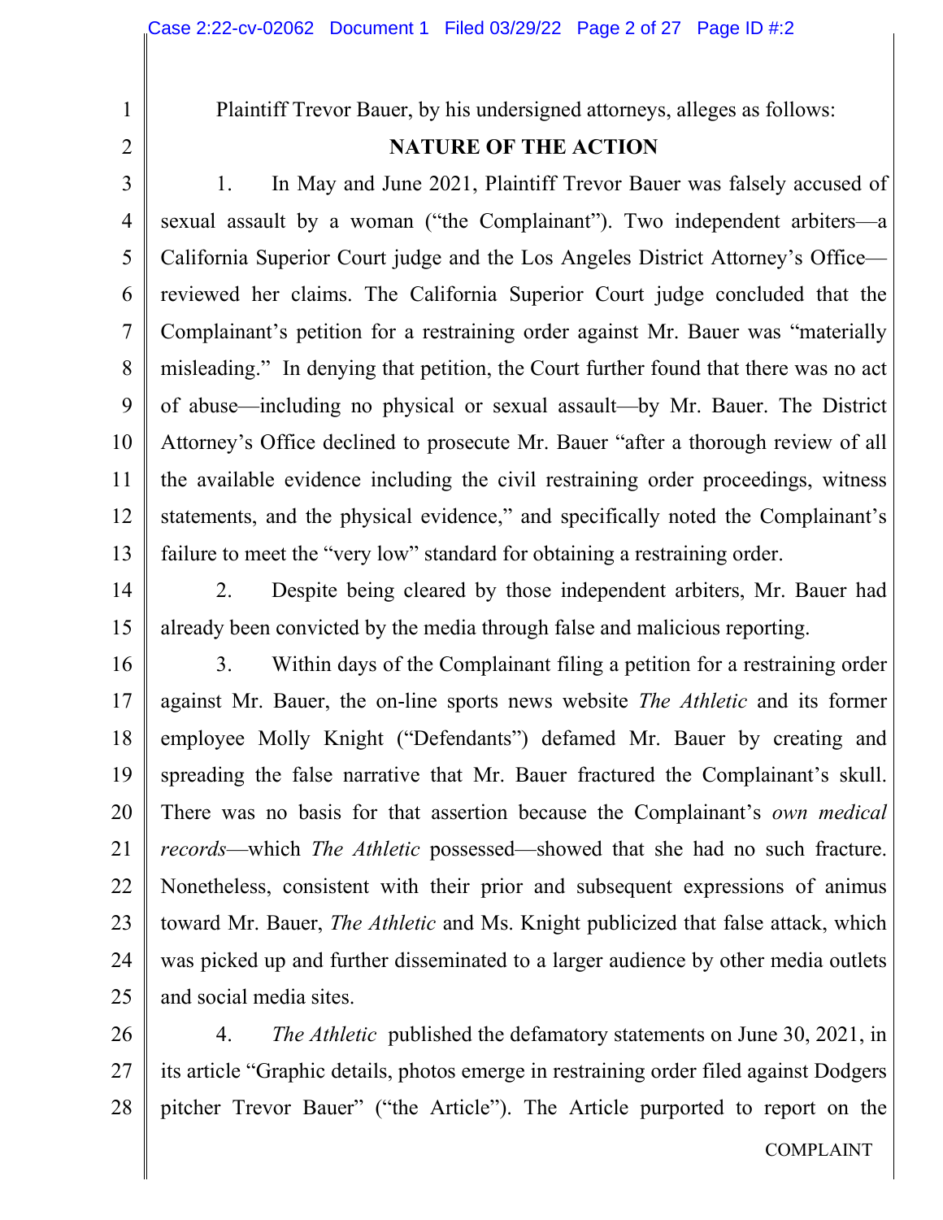Plaintiff Trevor Bauer, by his undersigned attorneys, alleges as follows:

## NATURE OF THE ACTION

1. In May and June 2021, Plaintiff Trevor Bauer was falsely accused of sexual assault by a woman ("the Complainant"). Two independent arbiters—a California Superior Court judge and the Los Angeles District Attorney's Office—reviewed her claims. The California Superior Court judge concluded that the Complainant's petition for a restraining order against Mr. Bauer was "materially misleading." In denying that petition, the Court further found that there was no act of abuse—including no physical or sexual assault—by Mr. Bauer. The District Attorney's Office declined to prosecute Mr. Bauer "after a thorough review of all the available evidence including the civil restraining order proceedings, witness statements, and the physical evidence," and specifically noted the Complainant's failure to meet the "very low" standard for obtaining a restraining order.

2. Despite being cleared by those independent arbiters, Mr. Bauer had already been convicted by the media through false and malicious reporting.

3. Within days of the Complainant filing a petition for a restraining order against Mr. Bauer, the on-line sports news website *The Athletic* and its former employee Molly Knight ("Defendants") defamed Mr. Bauer by creating and spreading the false narrative that Mr. Bauer fractured the Complainant's skull. There was no basis for that assertion because the Complainant's *own medical records*—which *The Athletic* possessed—showed that she had no such fracture. Nonetheless, consistent with their prior and subsequent expressions of animus toward Mr. Bauer, *The Athletic* and Ms. Knight publicized that false attack, which was picked up and further disseminated to a larger audience by other media outlets and social media sites.

4. *The Athletic* published the defamatory statements on June 30, 2021, in its article "Graphic details, photos emerge in restraining order filed against Dodgers pitcher Trevor Bauer" ("the Article"). The Article purported to report on the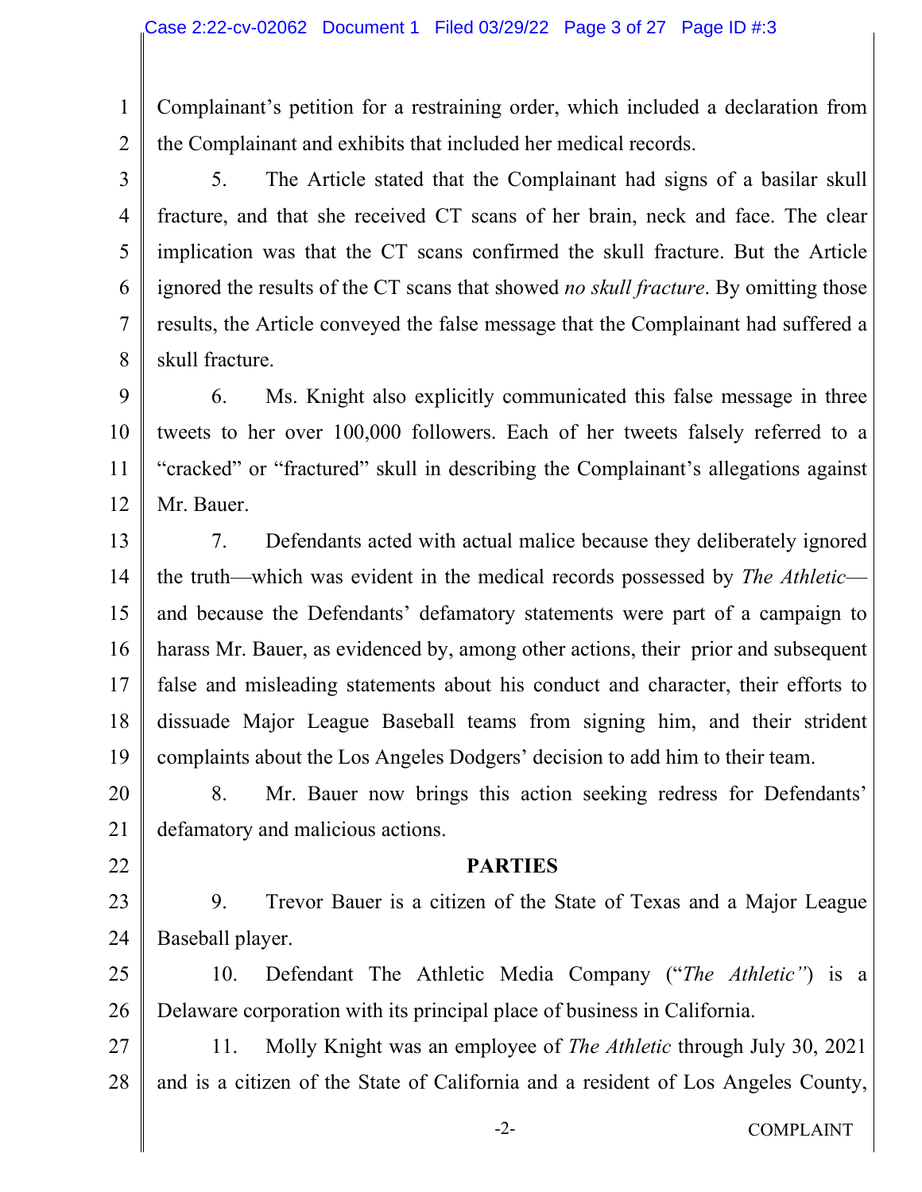Complainant's petition for a restraining order, which included a declaration from the Complainant and exhibits that included her medical records.

5. The Article stated that the Complainant had signs of a basilar skull fracture, and that she received CT scans of her brain, neck and face. The clear implication was that the CT scans confirmed the skull fracture. But the Article ignored the results of the CT scans that showed *no skull fracture*. By omitting those results, the Article conveyed the false message that the Complainant had suffered a skull fracture.

6. Ms. Knight also explicitly communicated this false message in three tweets to her over 100,000 followers. Each of her tweets falsely referred to a "cracked" or "fractured" skull in describing the Complainant's allegations against Mr. Bauer.

7. Defendants acted with actual malice because they deliberately ignored the truth—which was evident in the medical records possessed by *The Athletic*—and because the Defendants' defamatory statements were part of a campaign to harass Mr. Bauer, as evidenced by, among other actions, their prior and subsequent false and misleading statements about his conduct and character, their efforts to dissuade Major League Baseball teams from signing him, and their strident complaints about the Los Angeles Dodgers' decision to add him to their team.

8. Mr. Bauer now brings this action seeking redress for Defendants' defamatory and malicious actions.

## PARTIES

9. Trevor Bauer is a citizen of the State of Texas and a Major League Baseball player.

10. Defendant The Athletic Media Company ("*The Athletic*") is a Delaware corporation with its principal place of business in California.

11. Molly Knight was an employee of *The Athletic* through July 30, 2021 and is a citizen of the State of California and a resident of Los Angeles County,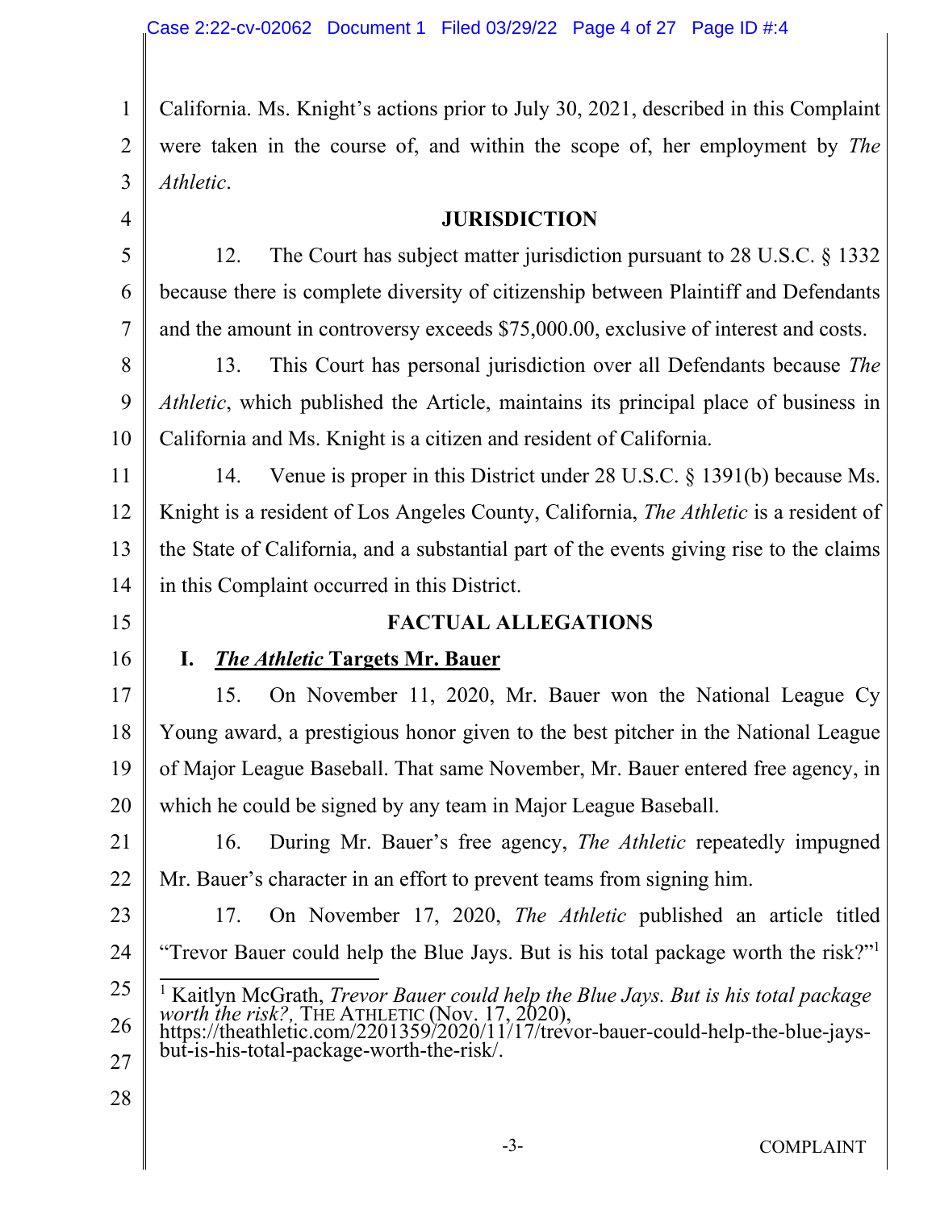California. Ms. Knight's actions prior to July 30, 2021, described in this Complaint were taken in the course of, and within the scope of, her employment by *The Athletic*.

## JURISDICTION

12. The Court has subject matter jurisdiction pursuant to 28 U.S.C. § 1332 because there is complete diversity of citizenship between Plaintiff and Defendants and the amount in controversy exceeds $75,000.00, exclusive of interest and costs.

13. This Court has personal jurisdiction over all Defendants because *The Athletic*, which published the Article, maintains its principal place of business in California and Ms. Knight is a citizen and resident of California.

14. Venue is proper in this District under 28 U.S.C. § 1391(b) because Ms. Knight is a resident of Los Angeles County, California, *The Athletic* is a resident of the State of California, and a substantial part of the events giving rise to the claims in this Complaint occurred in this District.

## FACTUAL ALLEGATIONS

### I. *The Athletic* Targets Mr. Bauer

15. On November 11, 2020, Mr. Bauer won the National League Cy Young award, a prestigious honor given to the best pitcher in the National League of Major League Baseball. That same November, Mr. Bauer entered free agency, in which he could be signed by any team in Major League Baseball.

16. During Mr. Bauer's free agency, *The Athletic* repeatedly impugned Mr. Bauer's character in an effort to prevent teams from signing him.

17. On November 17, 2020, *The Athletic* published an article titled "Trevor Bauer could help the Blue Jays. But is his total package worth the risk?"[1]

---

[1] Kaitlyn McGrath, *Trevor Bauer could help the Blue Jays. But is his total package worth the risk?,* THE ATHLETIC (Nov. 17, 2020), https://theathletic.com/2201359/2020/11/17/trevor-bauer-could-help-the-blue-jays-but-is-his-total-package-worth-the-risk/.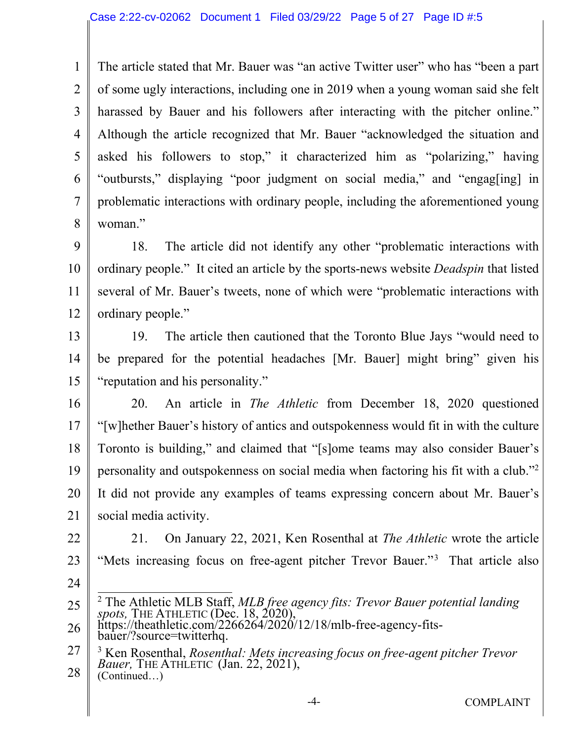The article stated that Mr. Bauer was "an active Twitter user" who has "been a part of some ugly interactions, including one in 2019 when a young woman said she felt harassed by Bauer and his followers after interacting with the pitcher online." Although the article recognized that Mr. Bauer "acknowledged the situation and asked his followers to stop," it characterized him as "polarizing," having "outbursts," displaying "poor judgment on social media," and "engag[ing] in problematic interactions with ordinary people, including the aforementioned young woman."

18. The article did not identify any other "problematic interactions with ordinary people." It cited an article by the sports-news website *Deadspin* that listed several of Mr. Bauer's tweets, none of which were "problematic interactions with ordinary people."

19. The article then cautioned that the Toronto Blue Jays "would need to be prepared for the potential headaches [Mr. Bauer] might bring" given his "reputation and his personality."

20. An article in *The Athletic* from December 18, 2020 questioned "[w]hether Bauer's history of antics and outspokenness would fit in with the culture Toronto is building," and claimed that "[s]ome teams may also consider Bauer's personality and outspokenness on social media when factoring his fit with a club."[2] It did not provide any examples of teams expressing concern about Mr. Bauer's social media activity.

21. On January 22, 2021, Ken Rosenthal at *The Athletic* wrote the article "Mets increasing focus on free-agent pitcher Trevor Bauer."[3] That article also

---

[2] The Athletic MLB Staff, *MLB free agency fits: Trevor Bauer potential landing spots,* THE ATHLETIC (Dec. 18, 2020), https://theathletic.com/2266264/2020/12/18/mlb-free-agency-fits-bauer/?source=twitterhq.

[3] Ken Rosenthal, *Rosenthal: Mets increasing focus on free-agent pitcher Trevor Bauer,* THE ATHLETIC (Jan. 22, 2021), (Continued…)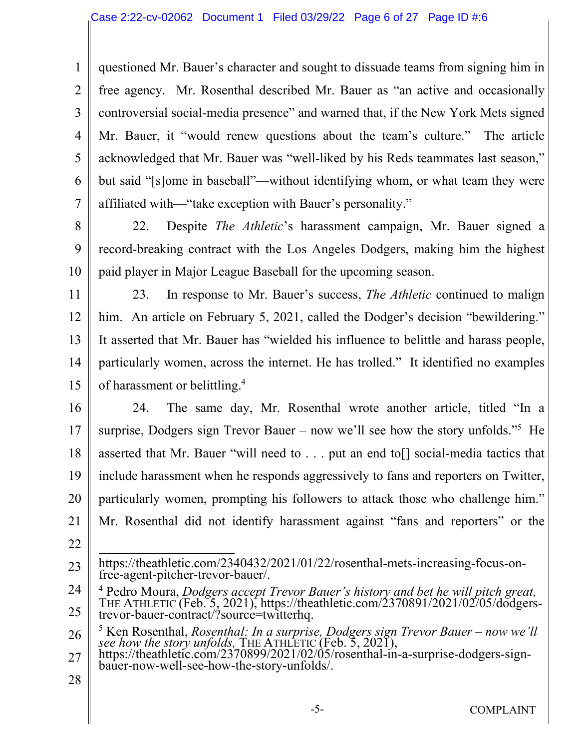questioned Mr. Bauer's character and sought to dissuade teams from signing him in free agency. Mr. Rosenthal described Mr. Bauer as "an active and occasionally controversial social-media presence" and warned that, if the New York Mets signed Mr. Bauer, it "would renew questions about the team's culture." The article acknowledged that Mr. Bauer was "well-liked by his Reds teammates last season," but said "[s]ome in baseball"—without identifying whom, or what team they were affiliated with—"take exception with Bauer's personality."

22. Despite *The Athletic*'s harassment campaign, Mr. Bauer signed a record-breaking contract with the Los Angeles Dodgers, making him the highest paid player in Major League Baseball for the upcoming season.

23. In response to Mr. Bauer's success, *The Athletic* continued to malign him. An article on February 5, 2021, called the Dodger's decision "bewildering." It asserted that Mr. Bauer has "wielded his influence to belittle and harass people, particularly women, across the internet. He has trolled." It identified no examples of harassment or belittling.[4]

24. The same day, Mr. Rosenthal wrote another article, titled "In a surprise, Dodgers sign Trevor Bauer – now we'll see how the story unfolds."[5] He asserted that Mr. Bauer "will need to . . . put an end to[] social-media tactics that include harassment when he responds aggressively to fans and reporters on Twitter, particularly women, prompting his followers to attack those who challenge him." Mr. Rosenthal did not identify harassment against "fans and reporters" or the

---

https://theathletic.com/2340432/2021/01/22/rosenthal-mets-increasing-focus-on-free-agent-pitcher-trevor-bauer/.

[4] Pedro Moura, *Dodgers accept Trevor Bauer's history and bet he will pitch great,* THE ATHLETIC (Feb. 5, 2021), https://theathletic.com/2370891/2021/02/05/dodgers-trevor-bauer-contract/?source=twitterhq.

[5] Ken Rosenthal, *Rosenthal: In a surprise, Dodgers sign Trevor Bauer – now we'll see how the story unfolds,* THE ATHLETIC (Feb. 5, 2021), https://theathletic.com/2370899/2021/02/05/rosenthal-in-a-surprise-dodgers-sign-bauer-now-well-see-how-the-story-unfolds/.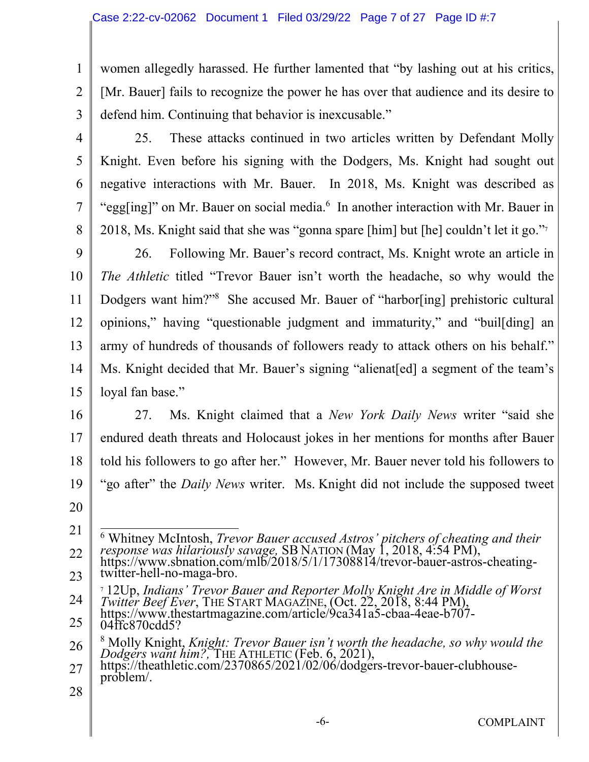women allegedly harassed. He further lamented that "by lashing out at his critics, [Mr. Bauer] fails to recognize the power he has over that audience and its desire to defend him. Continuing that behavior is inexcusable."

25. These attacks continued in two articles written by Defendant Molly Knight. Even before his signing with the Dodgers, Ms. Knight had sought out negative interactions with Mr. Bauer. In 2018, Ms. Knight was described as "egg[ing]" on Mr. Bauer on social media.[6] In another interaction with Mr. Bauer in 2018, Ms. Knight said that she was "gonna spare [him] but [he] couldn't let it go."[7]

26. Following Mr. Bauer's record contract, Ms. Knight wrote an article in *The Athletic* titled "Trevor Bauer isn't worth the headache, so why would the Dodgers want him?"[8] She accused Mr. Bauer of "harbor[ing] prehistoric cultural opinions," having "questionable judgment and immaturity," and "buil[ding] an army of hundreds of thousands of followers ready to attack others on his behalf." Ms. Knight decided that Mr. Bauer's signing "alienat[ed] a segment of the team's loyal fan base."

27. Ms. Knight claimed that a *New York Daily News* writer "said she endured death threats and Holocaust jokes in her mentions for months after Bauer told his followers to go after her." However, Mr. Bauer never told his followers to "go after" the *Daily News* writer. Ms. Knight did not include the supposed tweet

---

[6] Whitney McIntosh, *Trevor Bauer accused Astros' pitchers of cheating and their response was hilariously savage,* SB NATION (May 1, 2018, 4:54 PM), https://www.sbnation.com/mlb/2018/5/1/17308814/trevor-bauer-astros-cheating-twitter-hell-no-maga-bro.

[7] 12Up, *Indians' Trevor Bauer and Reporter Molly Knight Are in Middle of Worst Twitter Beef Ever*, THE START MAGAZINE, (Oct. 22, 2018, 8:44 PM), https://www.thestartmagazine.com/article/9ca341a5-cbaa-4eae-b707-04ffc870cdd5?

[8] Molly Knight, *Knight: Trevor Bauer isn't worth the headache, so why would the Dodgers want him?,* THE ATHLETIC (Feb. 6, 2021), https://theathletic.com/2370865/2021/02/06/dodgers-trevor-bauer-clubhouse-problem/.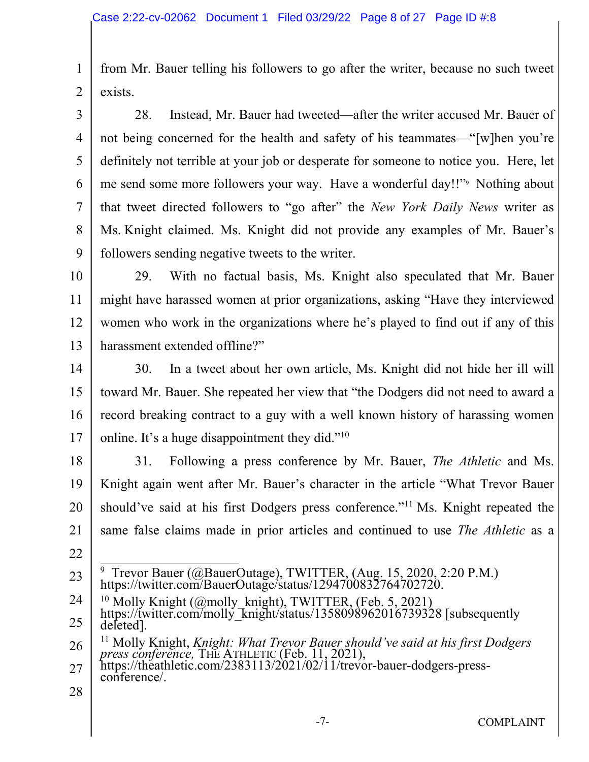from Mr. Bauer telling his followers to go after the writer, because no such tweet exists.

28. Instead, Mr. Bauer had tweeted—after the writer accused Mr. Bauer of not being concerned for the health and safety of his teammates—"[w]hen you're definitely not terrible at your job or desperate for someone to notice you. Here, let me send some more followers your way. Have a wonderful day!!"[9] Nothing about that tweet directed followers to "go after" the *New York Daily News* writer as Ms. Knight claimed. Ms. Knight did not provide any examples of Mr. Bauer's followers sending negative tweets to the writer.

29. With no factual basis, Ms. Knight also speculated that Mr. Bauer might have harassed women at prior organizations, asking "Have they interviewed women who work in the organizations where he's played to find out if any of this harassment extended offline?"

30. In a tweet about her own article, Ms. Knight did not hide her ill will toward Mr. Bauer. She repeated her view that "the Dodgers did not need to award a record breaking contract to a guy with a well known history of harassing women online. It's a huge disappointment they did."[10]

31. Following a press conference by Mr. Bauer, *The Athletic* and Ms. Knight again went after Mr. Bauer's character in the article "What Trevor Bauer should've said at his first Dodgers press conference."[11] Ms. Knight repeated the same false claims made in prior articles and continued to use *The Athletic* as a

---

[9] Trevor Bauer (@BauerOutage), TWITTER, (Aug. 15, 2020, 2:20 P.M.) https://twitter.com/BauerOutage/status/1294700832764702720.

[10] Molly Knight (@molly_knight), TWITTER, (Feb. 5, 2021) https://twitter.com/molly_knight/status/1358098962016739328 [subsequently deleted].

[11] Molly Knight, *Knight: What Trevor Bauer should've said at his first Dodgers press conference,* THE ATHLETIC (Feb. 11, 2021), https://theathletic.com/2383113/2021/02/11/trevor-bauer-dodgers-press-conference/.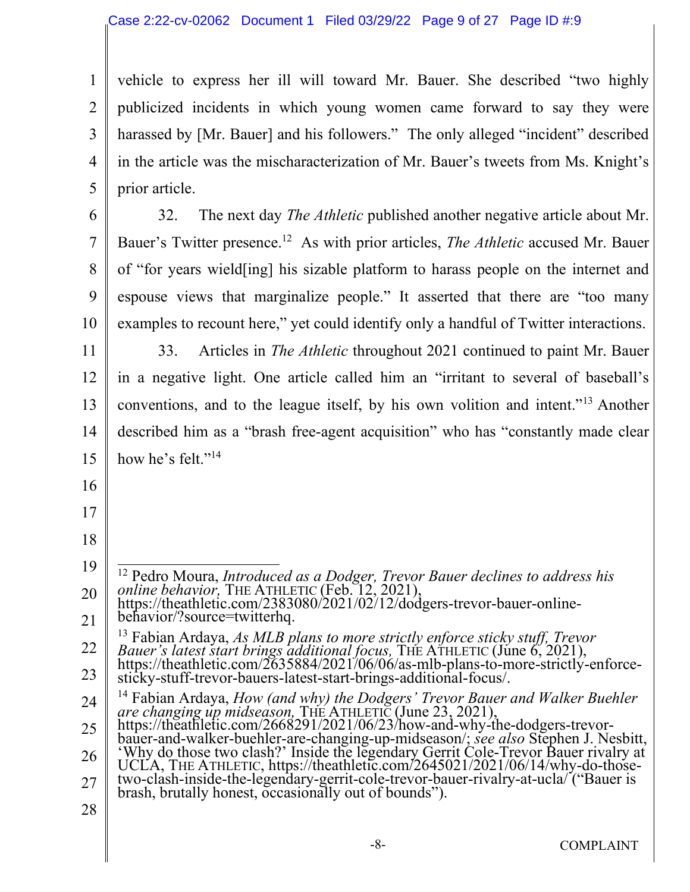vehicle to express her ill will toward Mr. Bauer. She described "two highly publicized incidents in which young women came forward to say they were harassed by [Mr. Bauer] and his followers." The only alleged "incident" described in the article was the mischaracterization of Mr. Bauer's tweets from Ms. Knight's prior article.

32. The next day *The Athletic* published another negative article about Mr. Bauer's Twitter presence.[12] As with prior articles, *The Athletic* accused Mr. Bauer of "for years wield[ing] his sizable platform to harass people on the internet and espouse views that marginalize people." It asserted that there are "too many examples to recount here," yet could identify only a handful of Twitter interactions.

33. Articles in *The Athletic* throughout 2021 continued to paint Mr. Bauer in a negative light. One article called him an "irritant to several of baseball's conventions, and to the league itself, by his own volition and intent."[13] Another described him as a "brash free-agent acquisition" who has "constantly made clear how he's felt."[14]

---

[12] Pedro Moura, *Introduced as a Dodger, Trevor Bauer declines to address his online behavior,* THE ATHLETIC (Feb. 12, 2021), https://theathletic.com/2383080/2021/02/12/dodgers-trevor-bauer-online-behavior/?source=twitterhq.

[13] Fabian Ardaya, *As MLB plans to more strictly enforce sticky stuff, Trevor Bauer's latest start brings additional focus,* THE ATHLETIC (June 6, 2021), https://theathletic.com/2635884/2021/06/06/as-mlb-plans-to-more-strictly-enforce-sticky-stuff-trevor-bauers-latest-start-brings-additional-focus/.

[14] Fabian Ardaya, *How (and why) the Dodgers' Trevor Bauer and Walker Buehler are changing up midseason,* THE ATHLETIC (June 23, 2021), https://theathletic.com/2668291/2021/06/23/how-and-why-the-dodgers-trevor-bauer-and-walker-buehler-are-changing-up-midseason/; *see also* Stephen J. Nesbitt, 'Why do those two clash?' Inside the legendary Gerrit Cole-Trevor Bauer rivalry at UCLA, THE ATHLETIC, https://theathletic.com/2645021/2021/06/14/why-do-those-two-clash-inside-the-legendary-gerrit-cole-trevor-bauer-rivalry-at-ucla/ ("Bauer is brash, brutally honest, occasionally out of bounds").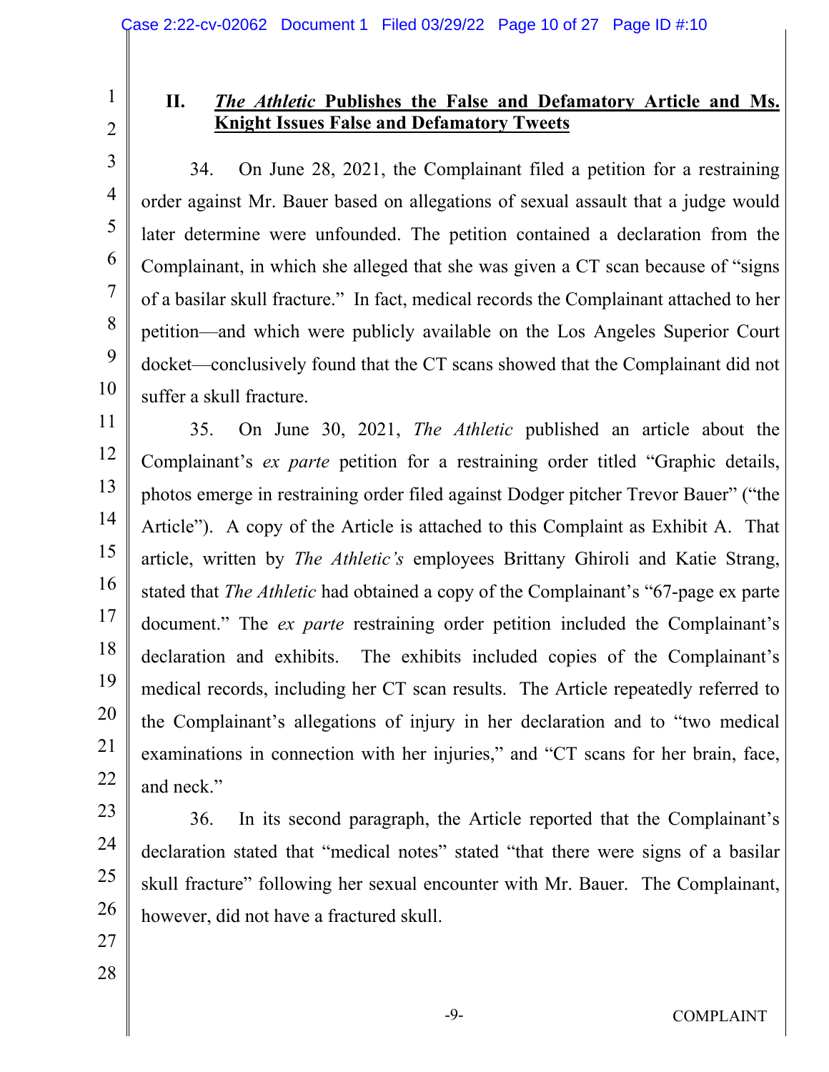## II. *The Athletic* Publishes the False and Defamatory Article and Ms. Knight Issues False and Defamatory Tweets

34. On June 28, 2021, the Complainant filed a petition for a restraining order against Mr. Bauer based on allegations of sexual assault that a judge would later determine were unfounded. The petition contained a declaration from the Complainant, in which she alleged that she was given a CT scan because of "signs of a basilar skull fracture." In fact, medical records the Complainant attached to her petition—and which were publicly available on the Los Angeles Superior Court docket—conclusively found that the CT scans showed that the Complainant did not suffer a skull fracture.

35. On June 30, 2021, *The Athletic* published an article about the Complainant's *ex parte* petition for a restraining order titled "Graphic details, photos emerge in restraining order filed against Dodger pitcher Trevor Bauer" ("the Article"). A copy of the Article is attached to this Complaint as Exhibit A. That article, written by *The Athletic's* employees Brittany Ghiroli and Katie Strang, stated that *The Athletic* had obtained a copy of the Complainant's "67-page ex parte document." The *ex parte* restraining order petition included the Complainant's declaration and exhibits. The exhibits included copies of the Complainant's medical records, including her CT scan results. The Article repeatedly referred to the Complainant's allegations of injury in her declaration and to "two medical examinations in connection with her injuries," and "CT scans for her brain, face, and neck."

36. In its second paragraph, the Article reported that the Complainant's declaration stated that "medical notes" stated "that there were signs of a basilar skull fracture" following her sexual encounter with Mr. Bauer. The Complainant, however, did not have a fractured skull.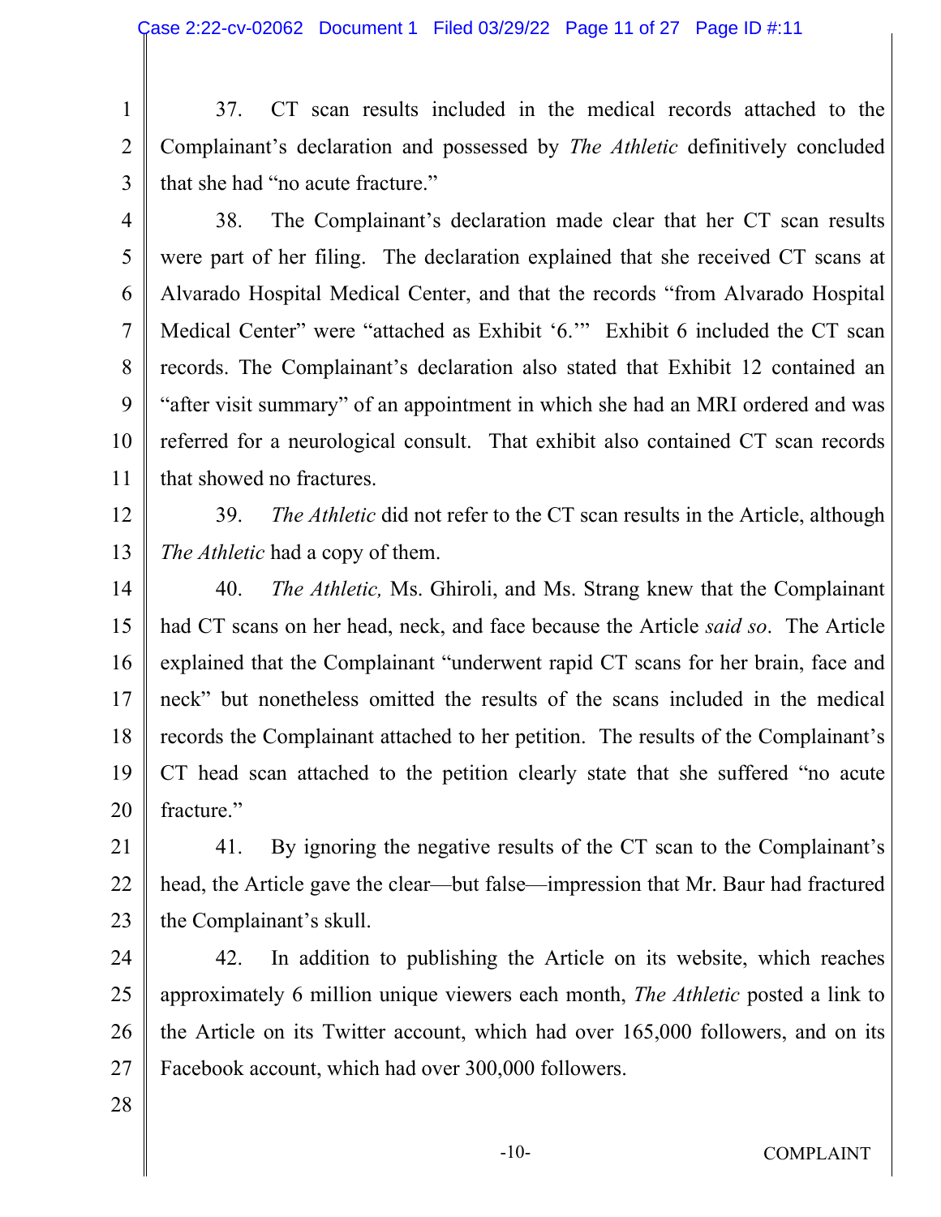37. CT scan results included in the medical records attached to the Complainant's declaration and possessed by *The Athletic* definitively concluded that she had "no acute fracture."

38. The Complainant's declaration made clear that her CT scan results were part of her filing. The declaration explained that she received CT scans at Alvarado Hospital Medical Center, and that the records "from Alvarado Hospital Medical Center" were "attached as Exhibit '6.'" Exhibit 6 included the CT scan records. The Complainant's declaration also stated that Exhibit 12 contained an "after visit summary" of an appointment in which she had an MRI ordered and was referred for a neurological consult. That exhibit also contained CT scan records that showed no fractures.

39. *The Athletic* did not refer to the CT scan results in the Article, although *The Athletic* had a copy of them.

40. *The Athletic,* Ms. Ghiroli, and Ms. Strang knew that the Complainant had CT scans on her head, neck, and face because the Article *said so*. The Article explained that the Complainant "underwent rapid CT scans for her brain, face and neck" but nonetheless omitted the results of the scans included in the medical records the Complainant attached to her petition. The results of the Complainant's CT head scan attached to the petition clearly state that she suffered "no acute fracture."

41. By ignoring the negative results of the CT scan to the Complainant's head, the Article gave the clear—but false—impression that Mr. Baur had fractured the Complainant's skull.

42. In addition to publishing the Article on its website, which reaches approximately 6 million unique viewers each month, *The Athletic* posted a link to the Article on its Twitter account, which had over 165,000 followers, and on its Facebook account, which had over 300,000 followers.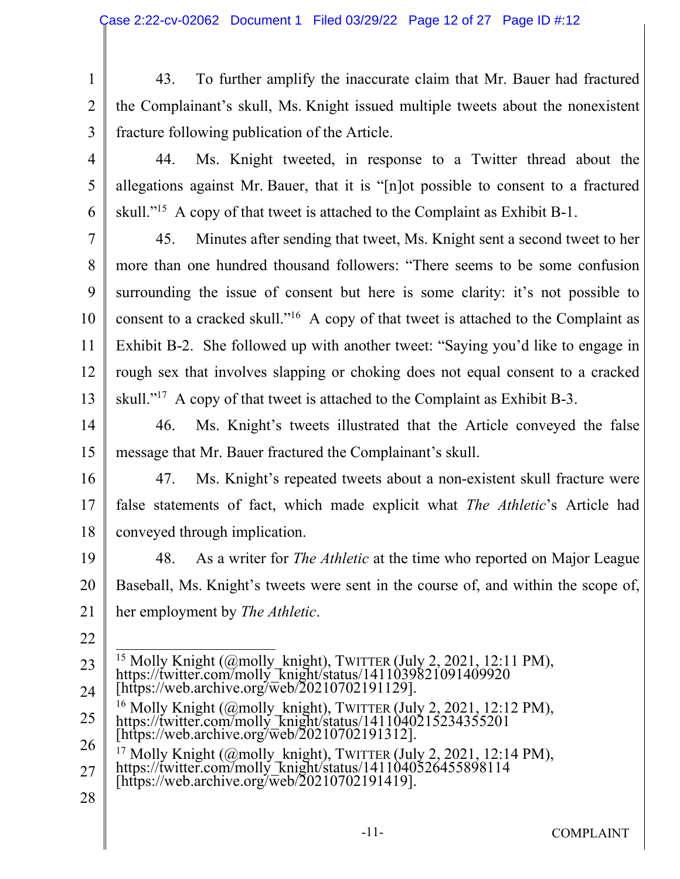43. To further amplify the inaccurate claim that Mr. Bauer had fractured the Complainant's skull, Ms. Knight issued multiple tweets about the nonexistent fracture following publication of the Article.

44. Ms. Knight tweeted, in response to a Twitter thread about the allegations against Mr. Bauer, that it is "[n]ot possible to consent to a fractured skull."[15] A copy of that tweet is attached to the Complaint as Exhibit B-1.

45. Minutes after sending that tweet, Ms. Knight sent a second tweet to her more than one hundred thousand followers: "There seems to be some confusion surrounding the issue of consent but here is some clarity: it's not possible to consent to a cracked skull."[16] A copy of that tweet is attached to the Complaint as Exhibit B-2. She followed up with another tweet: "Saying you'd like to engage in rough sex that involves slapping or choking does not equal consent to a cracked skull."[17] A copy of that tweet is attached to the Complaint as Exhibit B-3.

46. Ms. Knight's tweets illustrated that the Article conveyed the false message that Mr. Bauer fractured the Complainant's skull.

47. Ms. Knight's repeated tweets about a non-existent skull fracture were false statements of fact, which made explicit what *The Athletic*'s Article had conveyed through implication.

48. As a writer for *The Athletic* at the time who reported on Major League Baseball, Ms. Knight's tweets were sent in the course of, and within the scope of, her employment by *The Athletic*.

---

[15] Molly Knight (@molly_knight), TWITTER (July 2, 2021, 12:11 PM), https://twitter.com/molly_knight/status/1411039821091409920 [https://web.archive.org/web/20210702191129].

[16] Molly Knight (@molly_knight), TWITTER (July 2, 2021, 12:12 PM), https://twitter.com/molly_knight/status/1411040215234355201 [https://web.archive.org/web/20210702191312].

[17] Molly Knight (@molly_knight), TWITTER (July 2, 2021, 12:14 PM), https://twitter.com/molly_knight/status/1411040526455898114 [https://web.archive.org/web/20210702191419].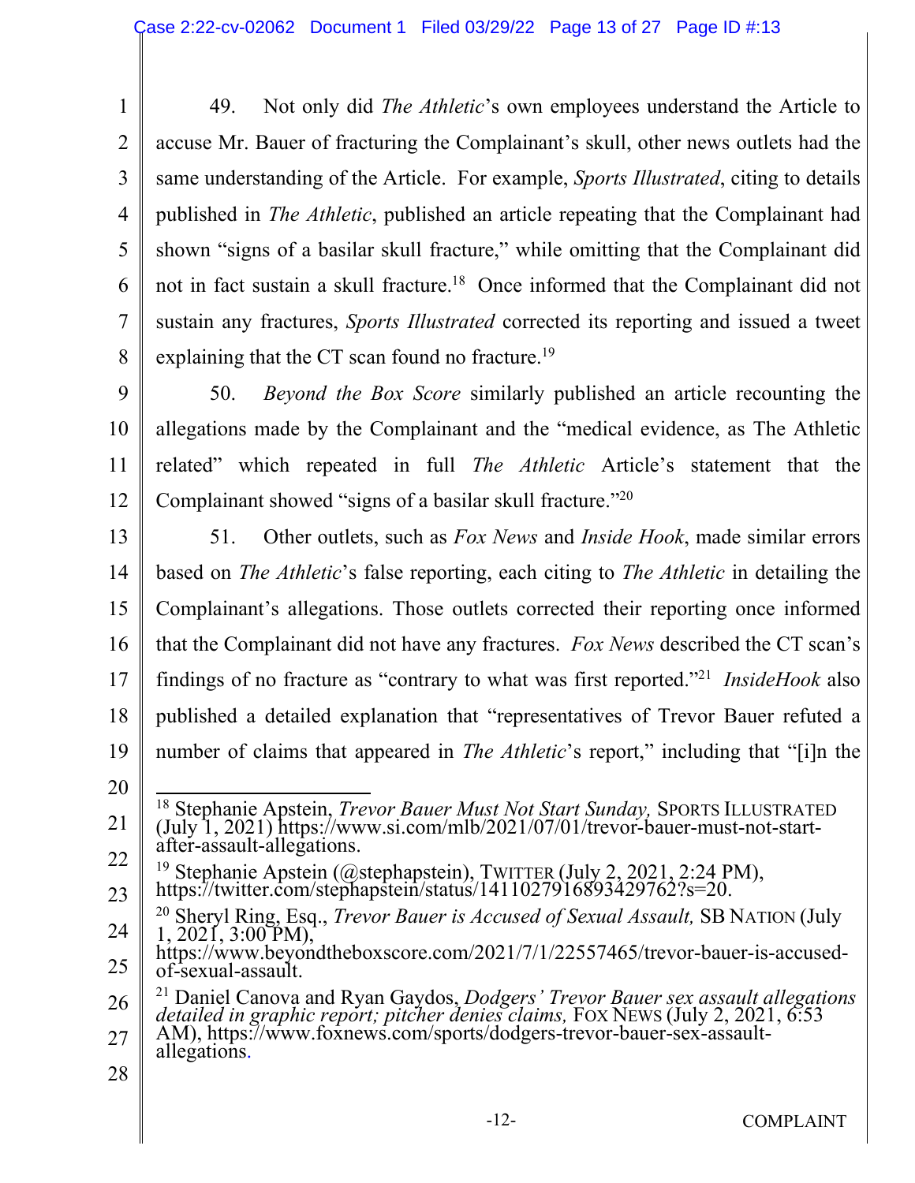49. Not only did *The Athletic*'s own employees understand the Article to accuse Mr. Bauer of fracturing the Complainant's skull, other news outlets had the same understanding of the Article. For example, *Sports Illustrated*, citing to details published in *The Athletic*, published an article repeating that the Complainant had shown "signs of a basilar skull fracture," while omitting that the Complainant did not in fact sustain a skull fracture.[18] Once informed that the Complainant did not sustain any fractures, *Sports Illustrated* corrected its reporting and issued a tweet explaining that the CT scan found no fracture.[19]

50. *Beyond the Box Score* similarly published an article recounting the allegations made by the Complainant and the "medical evidence, as The Athletic related" which repeated in full *The Athletic* Article's statement that the Complainant showed "signs of a basilar skull fracture."[20]

51. Other outlets, such as *Fox News* and *Inside Hook*, made similar errors based on *The Athletic*'s false reporting, each citing to *The Athletic* in detailing the Complainant's allegations. Those outlets corrected their reporting once informed that the Complainant did not have any fractures. *Fox News* described the CT scan's findings of no fracture as "contrary to what was first reported."[21] *InsideHook* also published a detailed explanation that "representatives of Trevor Bauer refuted a number of claims that appeared in *The Athletic*'s report," including that "[i]n the

---

[18] Stephanie Apstein, *Trevor Bauer Must Not Start Sunday,* SPORTS ILLUSTRATED (July 1, 2021) https://www.si.com/mlb/2021/07/01/trevor-bauer-must-not-start-after-assault-allegations.

[19] Stephanie Apstein (@stephapstein), TWITTER (July 2, 2021, 2:24 PM), https://twitter.com/stephapstein/status/1411027916893429762?s=20.

[20] Sheryl Ring, Esq., *Trevor Bauer is Accused of Sexual Assault,* SB NATION (July 1, 2021, 3:00 PM), https://www.beyondtheboxscore.com/2021/7/1/22557465/trevor-bauer-is-accused-of-sexual-assault.

[21] Daniel Canova and Ryan Gaydos, *Dodgers' Trevor Bauer sex assault allegations detailed in graphic report; pitcher denies claims,* FOX NEWS (July 2, 2021, 6:53 AM), https://www.foxnews.com/sports/dodgers-trevor-bauer-sex-assault-allegations.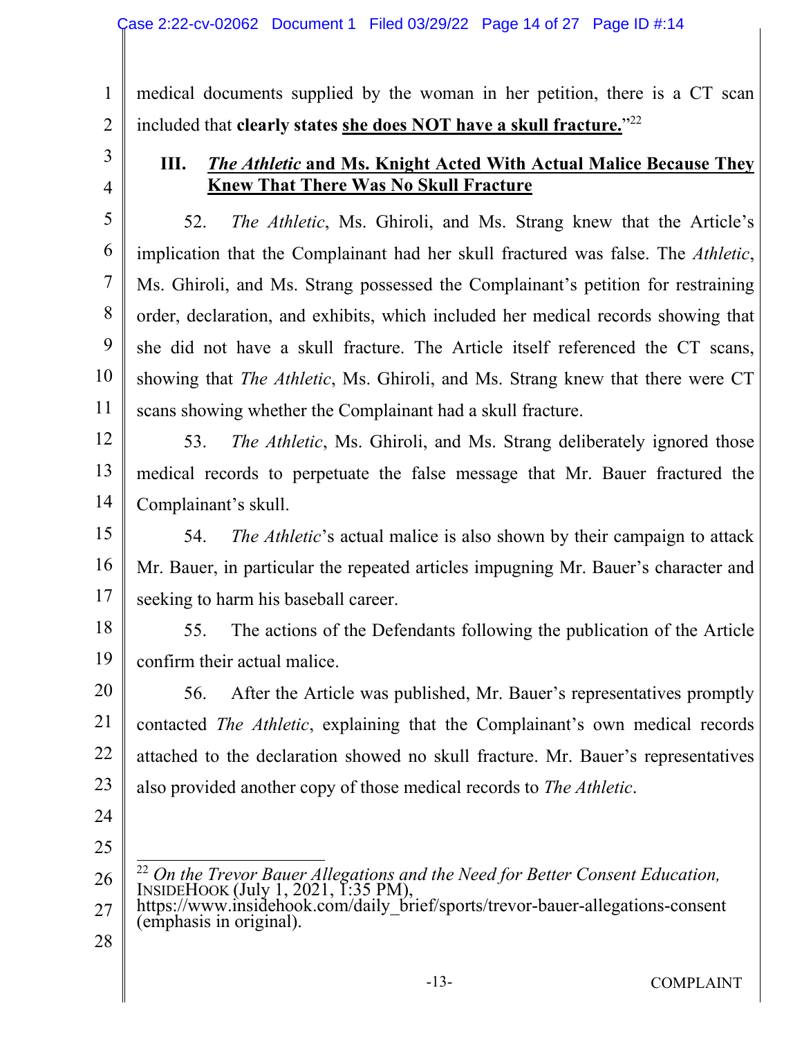medical documents supplied by the woman in her petition, there is a CT scan included that **clearly states <u>she does NOT have a skull fracture.</u>**"[22]

### III. ***The Athletic* and Ms. Knight Acted With Actual Malice Because They Knew That There Was No Skull Fracture**

52. *The Athletic*, Ms. Ghiroli, and Ms. Strang knew that the Article's implication that the Complainant had her skull fractured was false. The *Athletic*, Ms. Ghiroli, and Ms. Strang possessed the Complainant's petition for restraining order, declaration, and exhibits, which included her medical records showing that she did not have a skull fracture. The Article itself referenced the CT scans, showing that *The Athletic*, Ms. Ghiroli, and Ms. Strang knew that there were CT scans showing whether the Complainant had a skull fracture.

53. *The Athletic*, Ms. Ghiroli, and Ms. Strang deliberately ignored those medical records to perpetuate the false message that Mr. Bauer fractured the Complainant's skull.

54. *The Athletic*'s actual malice is also shown by their campaign to attack Mr. Bauer, in particular the repeated articles impugning Mr. Bauer's character and seeking to harm his baseball career.

55. The actions of the Defendants following the publication of the Article confirm their actual malice.

56. After the Article was published, Mr. Bauer's representatives promptly contacted *The Athletic*, explaining that the Complainant's own medical records attached to the declaration showed no skull fracture. Mr. Bauer's representatives also provided another copy of those medical records to *The Athletic*.

---

[22] *On the Trevor Bauer Allegations and the Need for Better Consent Education,* INSIDEHOOK (July 1, 2021, 1:35 PM), https://www.insidehook.com/daily_brief/sports/trevor-bauer-allegations-consent (emphasis in original).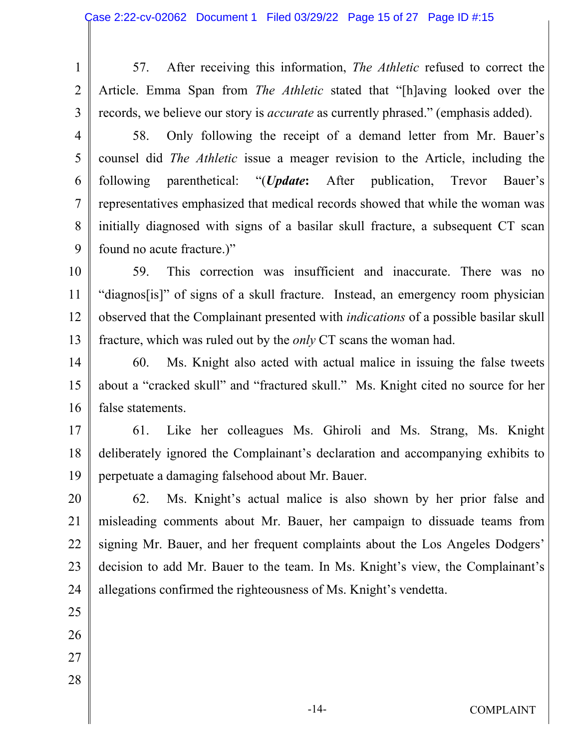57. After receiving this information, *The Athletic* refused to correct the Article. Emma Span from *The Athletic* stated that "[h]aving looked over the records, we believe our story is *accurate* as currently phrased." (emphasis added).

58. Only following the receipt of a demand letter from Mr. Bauer's counsel did *The Athletic* issue a meager revision to the Article, including the following parenthetical: "(***Update*:** After publication, Trevor Bauer's representatives emphasized that medical records showed that while the woman was initially diagnosed with signs of a basilar skull fracture, a subsequent CT scan found no acute fracture.)"

59. This correction was insufficient and inaccurate. There was no "diagnos[is]" of signs of a skull fracture. Instead, an emergency room physician observed that the Complainant presented with *indications* of a possible basilar skull fracture, which was ruled out by the *only* CT scans the woman had.

60. Ms. Knight also acted with actual malice in issuing the false tweets about a "cracked skull" and "fractured skull." Ms. Knight cited no source for her false statements.

61. Like her colleagues Ms. Ghiroli and Ms. Strang, Ms. Knight deliberately ignored the Complainant's declaration and accompanying exhibits to perpetuate a damaging falsehood about Mr. Bauer.

62. Ms. Knight's actual malice is also shown by her prior false and misleading comments about Mr. Bauer, her campaign to dissuade teams from signing Mr. Bauer, and her frequent complaints about the Los Angeles Dodgers' decision to add Mr. Bauer to the team. In Ms. Knight's view, the Complainant's allegations confirmed the righteousness of Ms. Knight's vendetta.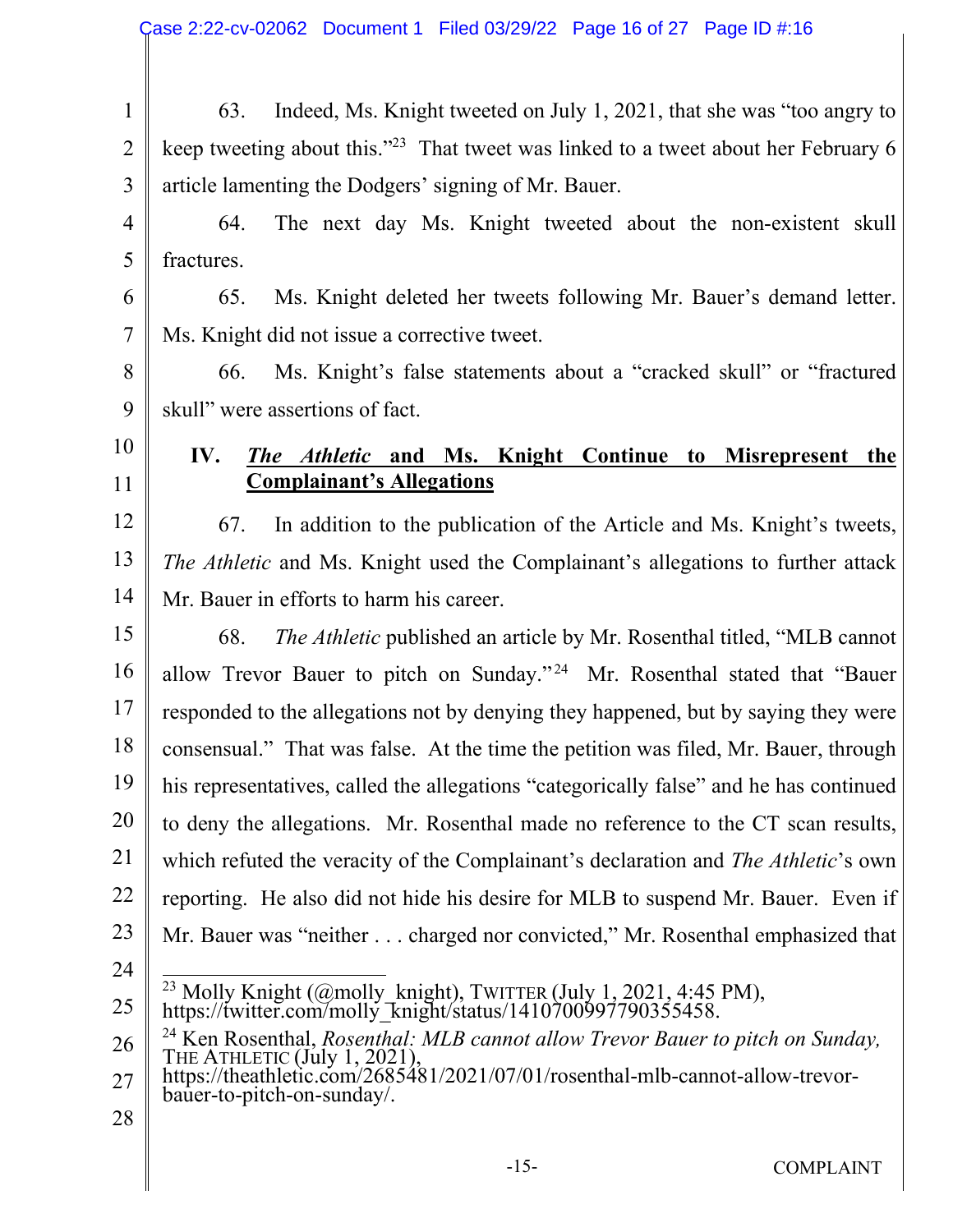63. Indeed, Ms. Knight tweeted on July 1, 2021, that she was "too angry to keep tweeting about this."[23] That tweet was linked to a tweet about her February 6 article lamenting the Dodgers' signing of Mr. Bauer.

64. The next day Ms. Knight tweeted about the non-existent skull fractures.

65. Ms. Knight deleted her tweets following Mr. Bauer's demand letter. Ms. Knight did not issue a corrective tweet.

66. Ms. Knight's false statements about a "cracked skull" or "fractured skull" were assertions of fact.

## IV. *The Athletic* and Ms. Knight Continue to Misrepresent the Complainant's Allegations

67. In addition to the publication of the Article and Ms. Knight's tweets, *The Athletic* and Ms. Knight used the Complainant's allegations to further attack Mr. Bauer in efforts to harm his career.

68. *The Athletic* published an article by Mr. Rosenthal titled, "MLB cannot allow Trevor Bauer to pitch on Sunday."[24] Mr. Rosenthal stated that "Bauer responded to the allegations not by denying they happened, but by saying they were consensual." That was false. At the time the petition was filed, Mr. Bauer, through his representatives, called the allegations "categorically false" and he has continued to deny the allegations. Mr. Rosenthal made no reference to the CT scan results, which refuted the veracity of the Complainant's declaration and *The Athletic*'s own reporting. He also did not hide his desire for MLB to suspend Mr. Bauer. Even if Mr. Bauer was "neither . . . charged nor convicted," Mr. Rosenthal emphasized that

---

[23] Molly Knight (@molly_knight), TWITTER (July 1, 2021, 4:45 PM), https://twitter.com/molly_knight/status/1410700997790355458.

[24] Ken Rosenthal, *Rosenthal: MLB cannot allow Trevor Bauer to pitch on Sunday,* THE ATHLETIC (July 1, 2021), https://theathletic.com/2685481/2021/07/01/rosenthal-mlb-cannot-allow-trevor-bauer-to-pitch-on-sunday/.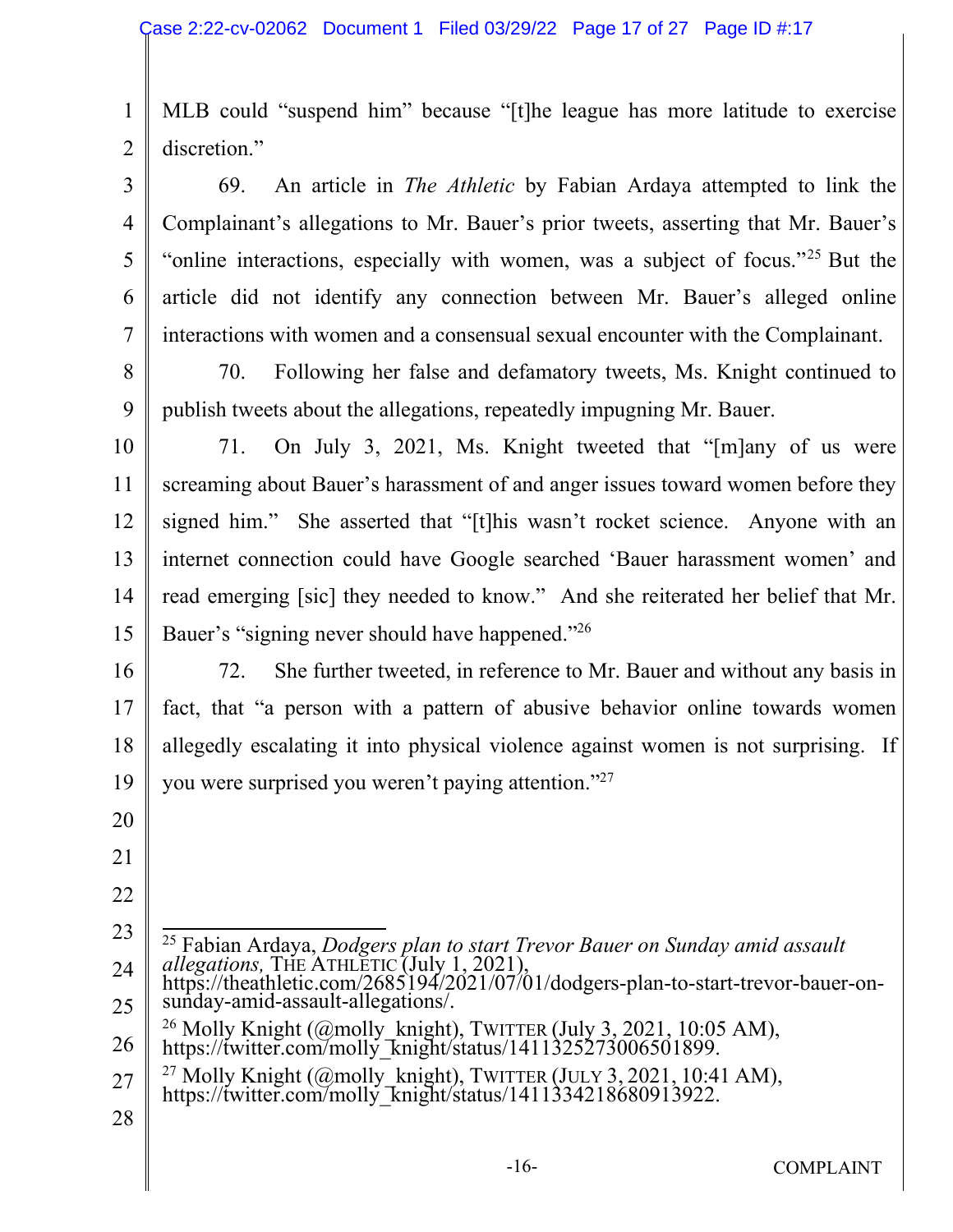MLB could "suspend him" because "[t]he league has more latitude to exercise discretion."

69. An article in *The Athletic* by Fabian Ardaya attempted to link the Complainant's allegations to Mr. Bauer's prior tweets, asserting that Mr. Bauer's "online interactions, especially with women, was a subject of focus."[25] But the article did not identify any connection between Mr. Bauer's alleged online interactions with women and a consensual sexual encounter with the Complainant.

70. Following her false and defamatory tweets, Ms. Knight continued to publish tweets about the allegations, repeatedly impugning Mr. Bauer.

71. On July 3, 2021, Ms. Knight tweeted that "[m]any of us were screaming about Bauer's harassment of and anger issues toward women before they signed him." She asserted that "[t]his wasn't rocket science. Anyone with an internet connection could have Google searched 'Bauer harassment women' and read emerging [sic] they needed to know." And she reiterated her belief that Mr. Bauer's "signing never should have happened."[26]

72. She further tweeted, in reference to Mr. Bauer and without any basis in fact, that "a person with a pattern of abusive behavior online towards women allegedly escalating it into physical violence against women is not surprising. If you were surprised you weren't paying attention."[27]

---

[25] Fabian Ardaya, *Dodgers plan to start Trevor Bauer on Sunday amid assault allegations,* THE ATHLETIC (July 1, 2021), https://theathletic.com/2685194/2021/07/01/dodgers-plan-to-start-trevor-bauer-on-sunday-amid-assault-allegations/.

[26] Molly Knight (@molly_knight), TWITTER (July 3, 2021, 10:05 AM), https://twitter.com/molly_knight/status/1411325273006501899.

[27] Molly Knight (@molly_knight), TWITTER (JULY 3, 2021, 10:41 AM), https://twitter.com/molly_knight/status/1411334218680913922.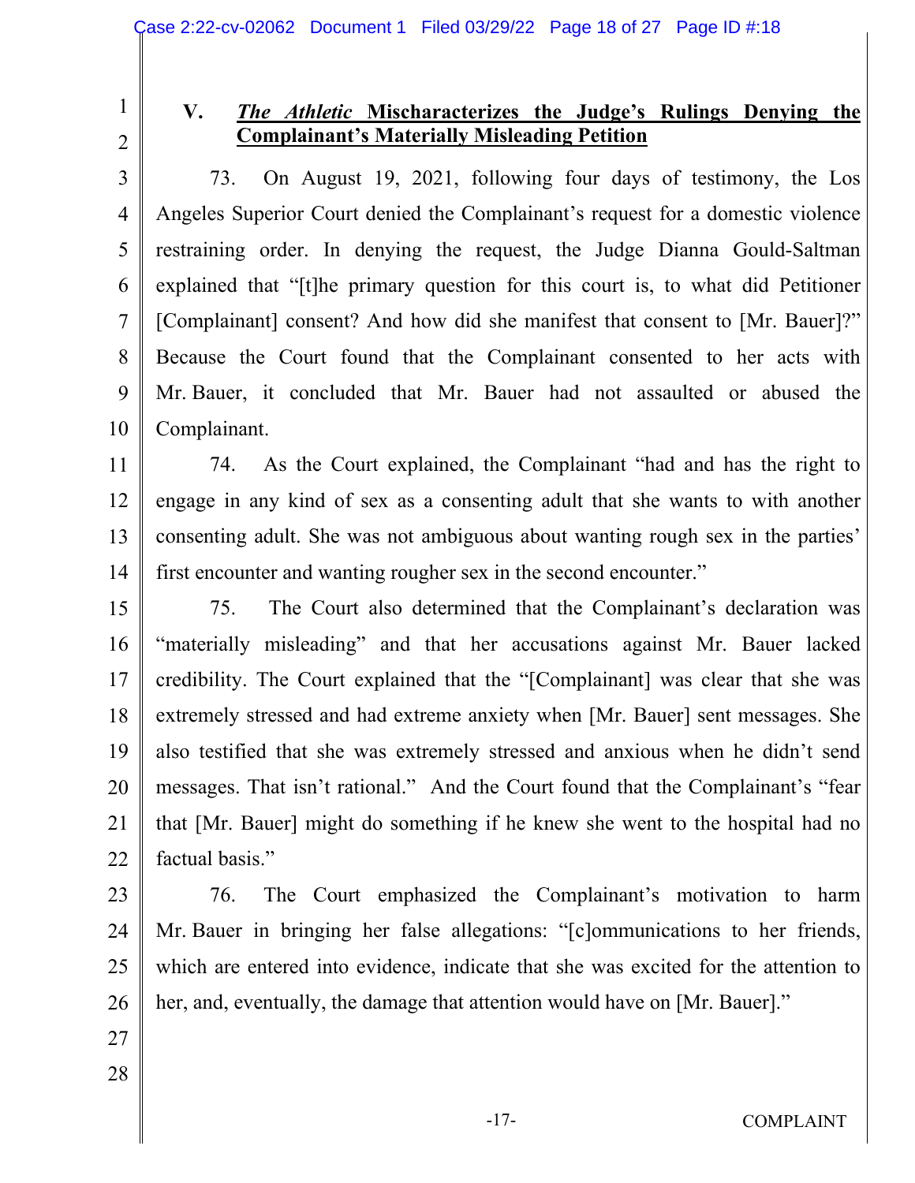## V. *The Athletic* Mischaracterizes the Judge's Rulings Denying the Complainant's Materially Misleading Petition

73. On August 19, 2021, following four days of testimony, the Los Angeles Superior Court denied the Complainant's request for a domestic violence restraining order. In denying the request, the Judge Dianna Gould-Saltman explained that "[t]he primary question for this court is, to what did Petitioner [Complainant] consent? And how did she manifest that consent to [Mr. Bauer]?" Because the Court found that the Complainant consented to her acts with Mr. Bauer, it concluded that Mr. Bauer had not assaulted or abused the Complainant.

74. As the Court explained, the Complainant "had and has the right to engage in any kind of sex as a consenting adult that she wants to with another consenting adult. She was not ambiguous about wanting rough sex in the parties' first encounter and wanting rougher sex in the second encounter."

75. The Court also determined that the Complainant's declaration was "materially misleading" and that her accusations against Mr. Bauer lacked credibility. The Court explained that the "[Complainant] was clear that she was extremely stressed and had extreme anxiety when [Mr. Bauer] sent messages. She also testified that she was extremely stressed and anxious when he didn't send messages. That isn't rational." And the Court found that the Complainant's "fear that [Mr. Bauer] might do something if he knew she went to the hospital had no factual basis."

76. The Court emphasized the Complainant's motivation to harm Mr. Bauer in bringing her false allegations: "[c]ommunications to her friends, which are entered into evidence, indicate that she was excited for the attention to her, and, eventually, the damage that attention would have on [Mr. Bauer]."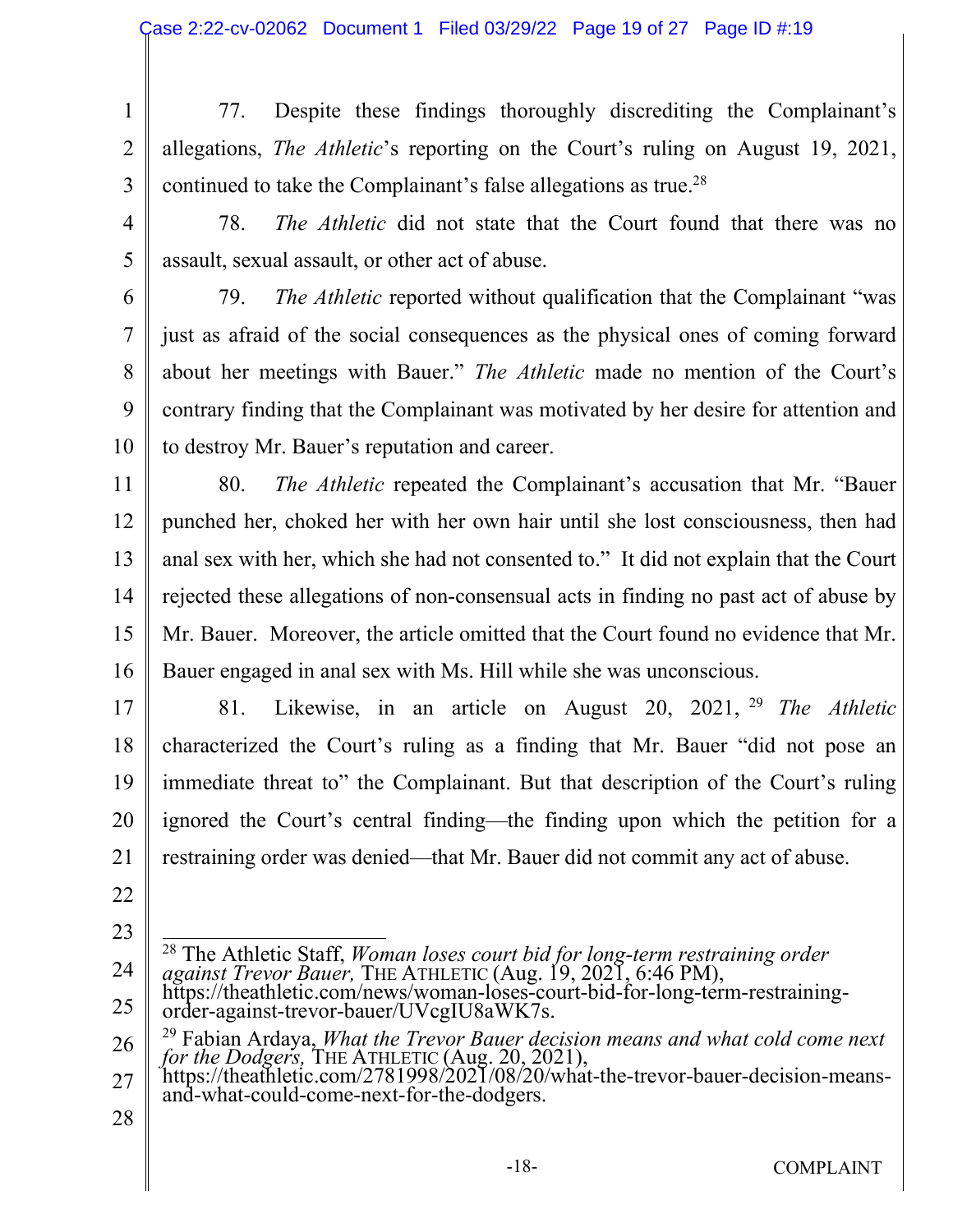77. Despite these findings thoroughly discrediting the Complainant's allegations, *The Athletic*'s reporting on the Court's ruling on August 19, 2021, continued to take the Complainant's false allegations as true.[28]

78. *The Athletic* did not state that the Court found that there was no assault, sexual assault, or other act of abuse.

79. *The Athletic* reported without qualification that the Complainant "was just as afraid of the social consequences as the physical ones of coming forward about her meetings with Bauer." *The Athletic* made no mention of the Court's contrary finding that the Complainant was motivated by her desire for attention and to destroy Mr. Bauer's reputation and career.

80. *The Athletic* repeated the Complainant's accusation that Mr. "Bauer punched her, choked her with her own hair until she lost consciousness, then had anal sex with her, which she had not consented to." It did not explain that the Court rejected these allegations of non-consensual acts in finding no past act of abuse by Mr. Bauer. Moreover, the article omitted that the Court found no evidence that Mr. Bauer engaged in anal sex with Ms. Hill while she was unconscious.

81. Likewise, in an article on August 20, 2021,[29] *The Athletic* characterized the Court's ruling as a finding that Mr. Bauer "did not pose an immediate threat to" the Complainant. But that description of the Court's ruling ignored the Court's central finding—the finding upon which the petition for a restraining order was denied—that Mr. Bauer did not commit any act of abuse.

---

[28] The Athletic Staff, *Woman loses court bid for long-term restraining order against Trevor Bauer,* THE ATHLETIC (Aug. 19, 2021, 6:46 PM), https://theathletic.com/news/woman-loses-court-bid-for-long-term-restraining-order-against-trevor-bauer/UVcgIU8aWK7s.

[29] Fabian Ardaya, *What the Trevor Bauer decision means and what cold come next for the Dodgers,* THE ATHLETIC (Aug. 20, 2021), https://theathletic.com/2781998/2021/08/20/what-the-trevor-bauer-decision-means-and-what-could-come-next-for-the-dodgers.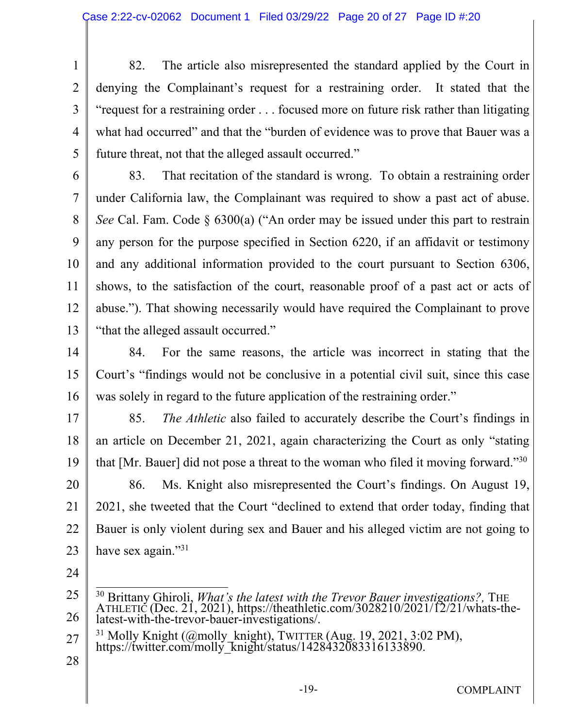82. The article also misrepresented the standard applied by the Court in denying the Complainant's request for a restraining order. It stated that the "request for a restraining order . . . focused more on future risk rather than litigating what had occurred" and that the "burden of evidence was to prove that Bauer was a future threat, not that the alleged assault occurred."

83. That recitation of the standard is wrong. To obtain a restraining order under California law, the Complainant was required to show a past act of abuse. *See* Cal. Fam. Code § 6300(a) ("An order may be issued under this part to restrain any person for the purpose specified in Section 6220, if an affidavit or testimony and any additional information provided to the court pursuant to Section 6306, shows, to the satisfaction of the court, reasonable proof of a past act or acts of abuse."). That showing necessarily would have required the Complainant to prove "that the alleged assault occurred."

84. For the same reasons, the article was incorrect in stating that the Court's "findings would not be conclusive in a potential civil suit, since this case was solely in regard to the future application of the restraining order."

85. *The Athletic* also failed to accurately describe the Court's findings in an article on December 21, 2021, again characterizing the Court as only "stating that [Mr. Bauer] did not pose a threat to the woman who filed it moving forward."[30]

86. Ms. Knight also misrepresented the Court's findings. On August 19, 2021, she tweeted that the Court "declined to extend that order today, finding that Bauer is only violent during sex and Bauer and his alleged victim are not going to have sex again."[31]

---

[30] Brittany Ghiroli, *What's the latest with the Trevor Bauer investigations?,* THE ATHLETIC (Dec. 21, 2021), https://theathletic.com/3028210/2021/12/21/whats-the-latest-with-the-trevor-bauer-investigations/.

[31] Molly Knight (@molly_knight), TWITTER (Aug. 19, 2021, 3:02 PM), https://twitter.com/molly_knight/status/1428432083316133890.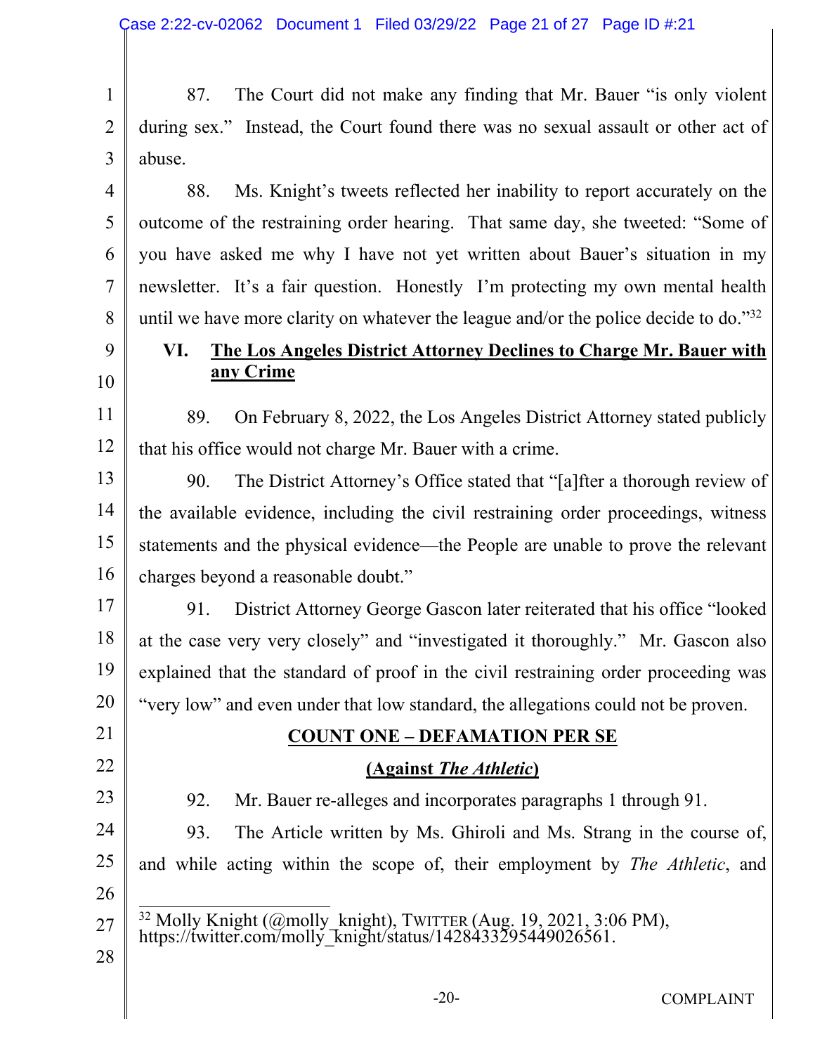87. The Court did not make any finding that Mr. Bauer "is only violent during sex." Instead, the Court found there was no sexual assault or other act of abuse.

88. Ms. Knight's tweets reflected her inability to report accurately on the outcome of the restraining order hearing. That same day, she tweeted: "Some of you have asked me why I have not yet written about Bauer's situation in my newsletter. It's a fair question. Honestly I'm protecting my own mental health until we have more clarity on whatever the league and/or the police decide to do."[32]

## VI. The Los Angeles District Attorney Declines to Charge Mr. Bauer with any Crime

89. On February 8, 2022, the Los Angeles District Attorney stated publicly that his office would not charge Mr. Bauer with a crime.

90. The District Attorney's Office stated that "[a]fter a thorough review of the available evidence, including the civil restraining order proceedings, witness statements and the physical evidence—the People are unable to prove the relevant charges beyond a reasonable doubt."

91. District Attorney George Gascon later reiterated that his office "looked at the case very very closely" and "investigated it thoroughly." Mr. Gascon also explained that the standard of proof in the civil restraining order proceeding was "very low" and even under that low standard, the allegations could not be proven.

## COUNT ONE – DEFAMATION PER SE

## (Against *The Athletic*)

92. Mr. Bauer re-alleges and incorporates paragraphs 1 through 91.

93. The Article written by Ms. Ghiroli and Ms. Strang in the course of, and while acting within the scope of, their employment by *The Athletic*, and

[32] Molly Knight (@molly_knight), TWITTER (Aug. 19, 2021, 3:06 PM), https://twitter.com/molly_knight/status/1428433295449026561.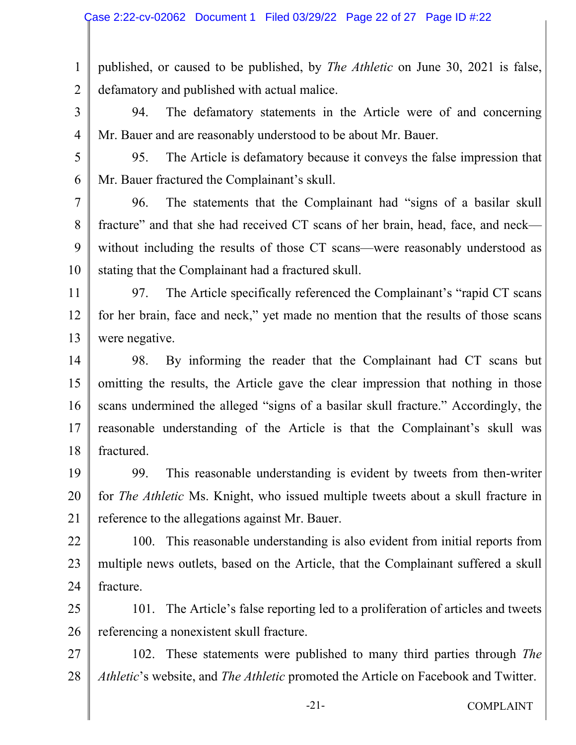published, or caused to be published, by *The Athletic* on June 30, 2021 is false, defamatory and published with actual malice.

94. The defamatory statements in the Article were of and concerning Mr. Bauer and are reasonably understood to be about Mr. Bauer.

95. The Article is defamatory because it conveys the false impression that Mr. Bauer fractured the Complainant's skull.

96. The statements that the Complainant had "signs of a basilar skull fracture" and that she had received CT scans of her brain, head, face, and neck—without including the results of those CT scans—were reasonably understood as stating that the Complainant had a fractured skull.

97. The Article specifically referenced the Complainant's "rapid CT scans for her brain, face and neck," yet made no mention that the results of those scans were negative.

98. By informing the reader that the Complainant had CT scans but omitting the results, the Article gave the clear impression that nothing in those scans undermined the alleged "signs of a basilar skull fracture." Accordingly, the reasonable understanding of the Article is that the Complainant's skull was fractured.

99. This reasonable understanding is evident by tweets from then-writer for *The Athletic* Ms. Knight, who issued multiple tweets about a skull fracture in reference to the allegations against Mr. Bauer.

100. This reasonable understanding is also evident from initial reports from multiple news outlets, based on the Article, that the Complainant suffered a skull fracture.

101. The Article's false reporting led to a proliferation of articles and tweets referencing a nonexistent skull fracture.

102. These statements were published to many third parties through *The Athletic*'s website, and *The Athletic* promoted the Article on Facebook and Twitter.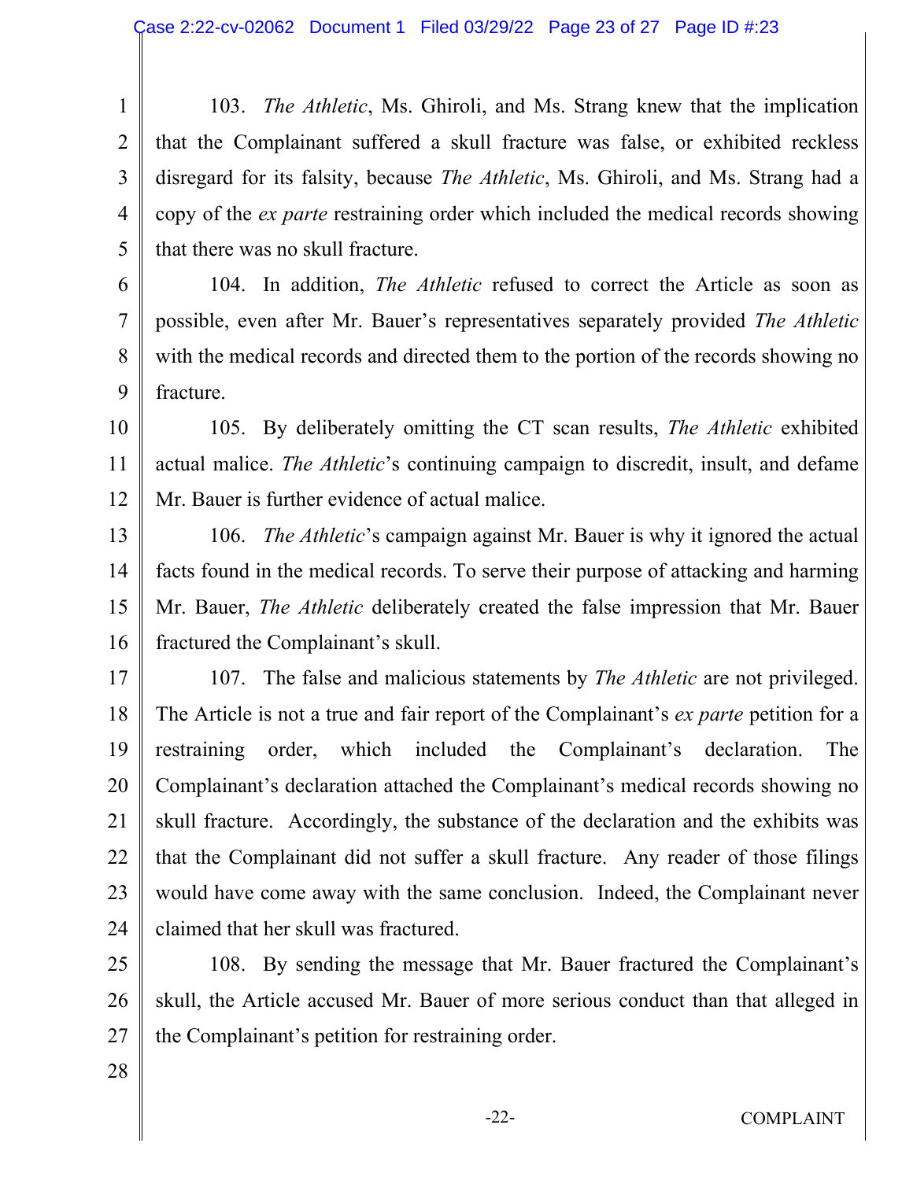103. *The Athletic*, Ms. Ghiroli, and Ms. Strang knew that the implication that the Complainant suffered a skull fracture was false, or exhibited reckless disregard for its falsity, because *The Athletic*, Ms. Ghiroli, and Ms. Strang had a copy of the *ex parte* restraining order which included the medical records showing that there was no skull fracture.

104. In addition, *The Athletic* refused to correct the Article as soon as possible, even after Mr. Bauer's representatives separately provided *The Athletic* with the medical records and directed them to the portion of the records showing no fracture.

105. By deliberately omitting the CT scan results, *The Athletic* exhibited actual malice. *The Athletic*'s continuing campaign to discredit, insult, and defame Mr. Bauer is further evidence of actual malice.

106. *The Athletic*'s campaign against Mr. Bauer is why it ignored the actual facts found in the medical records. To serve their purpose of attacking and harming Mr. Bauer, *The Athletic* deliberately created the false impression that Mr. Bauer fractured the Complainant's skull.

107. The false and malicious statements by *The Athletic* are not privileged. The Article is not a true and fair report of the Complainant's *ex parte* petition for a restraining order, which included the Complainant's declaration. The Complainant's declaration attached the Complainant's medical records showing no skull fracture. Accordingly, the substance of the declaration and the exhibits was that the Complainant did not suffer a skull fracture. Any reader of those filings would have come away with the same conclusion. Indeed, the Complainant never claimed that her skull was fractured.

108. By sending the message that Mr. Bauer fractured the Complainant's skull, the Article accused Mr. Bauer of more serious conduct than that alleged in the Complainant's petition for restraining order.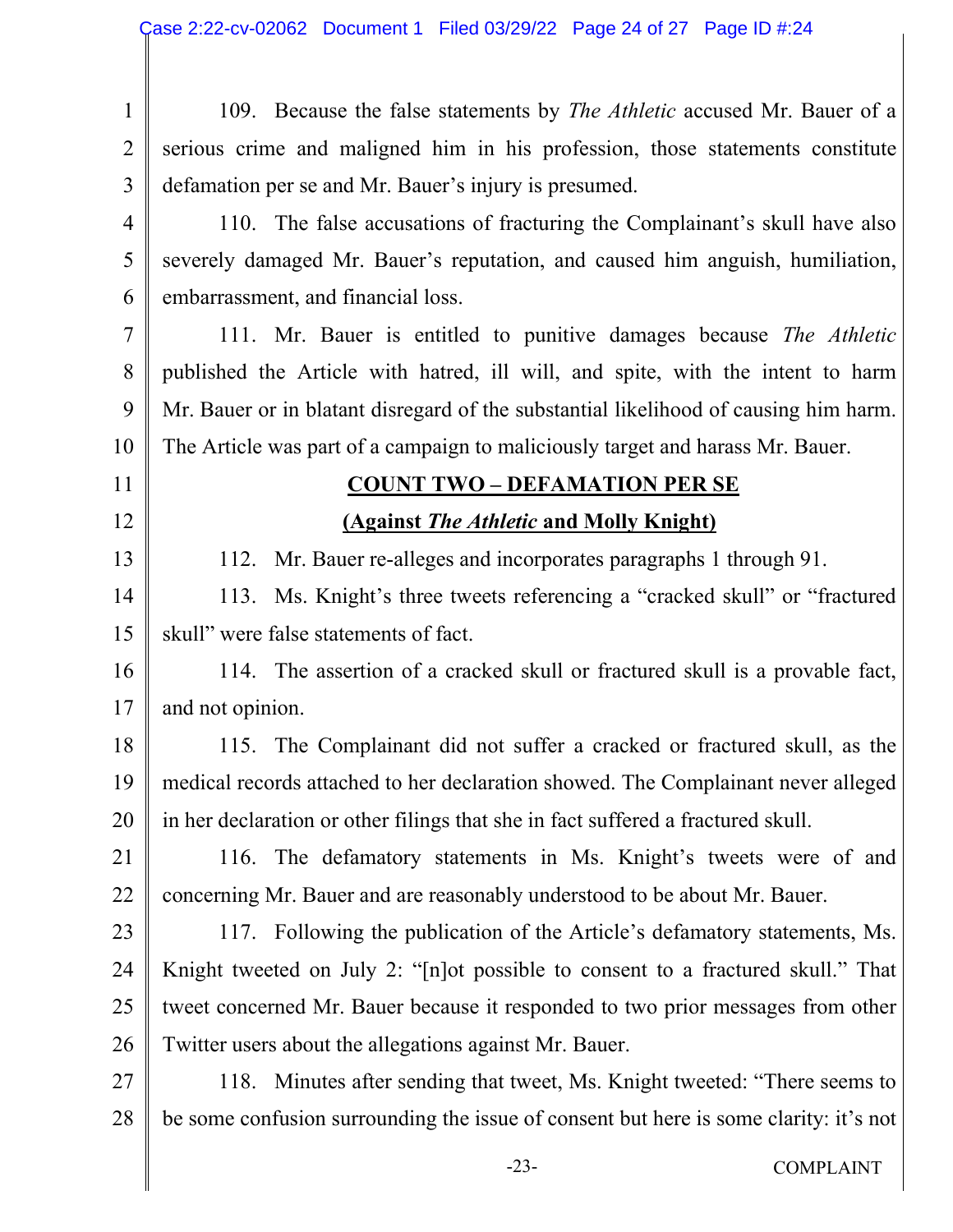109. Because the false statements by *The Athletic* accused Mr. Bauer of a serious crime and maligned him in his profession, those statements constitute defamation per se and Mr. Bauer's injury is presumed.

110. The false accusations of fracturing the Complainant's skull have also severely damaged Mr. Bauer's reputation, and caused him anguish, humiliation, embarrassment, and financial loss.

111. Mr. Bauer is entitled to punitive damages because *The Athletic* published the Article with hatred, ill will, and spite, with the intent to harm Mr. Bauer or in blatant disregard of the substantial likelihood of causing him harm. The Article was part of a campaign to maliciously target and harass Mr. Bauer.

**COUNT TWO – DEFAMATION PER SE**

**(Against *The Athletic* and Molly Knight)**

112. Mr. Bauer re-alleges and incorporates paragraphs 1 through 91.

113. Ms. Knight's three tweets referencing a "cracked skull" or "fractured skull" were false statements of fact.

114. The assertion of a cracked skull or fractured skull is a provable fact, and not opinion.

115. The Complainant did not suffer a cracked or fractured skull, as the medical records attached to her declaration showed. The Complainant never alleged in her declaration or other filings that she in fact suffered a fractured skull.

116. The defamatory statements in Ms. Knight's tweets were of and concerning Mr. Bauer and are reasonably understood to be about Mr. Bauer.

117. Following the publication of the Article's defamatory statements, Ms. Knight tweeted on July 2: "[n]ot possible to consent to a fractured skull." That tweet concerned Mr. Bauer because it responded to two prior messages from other Twitter users about the allegations against Mr. Bauer.

118. Minutes after sending that tweet, Ms. Knight tweeted: "There seems to be some confusion surrounding the issue of consent but here is some clarity: it's not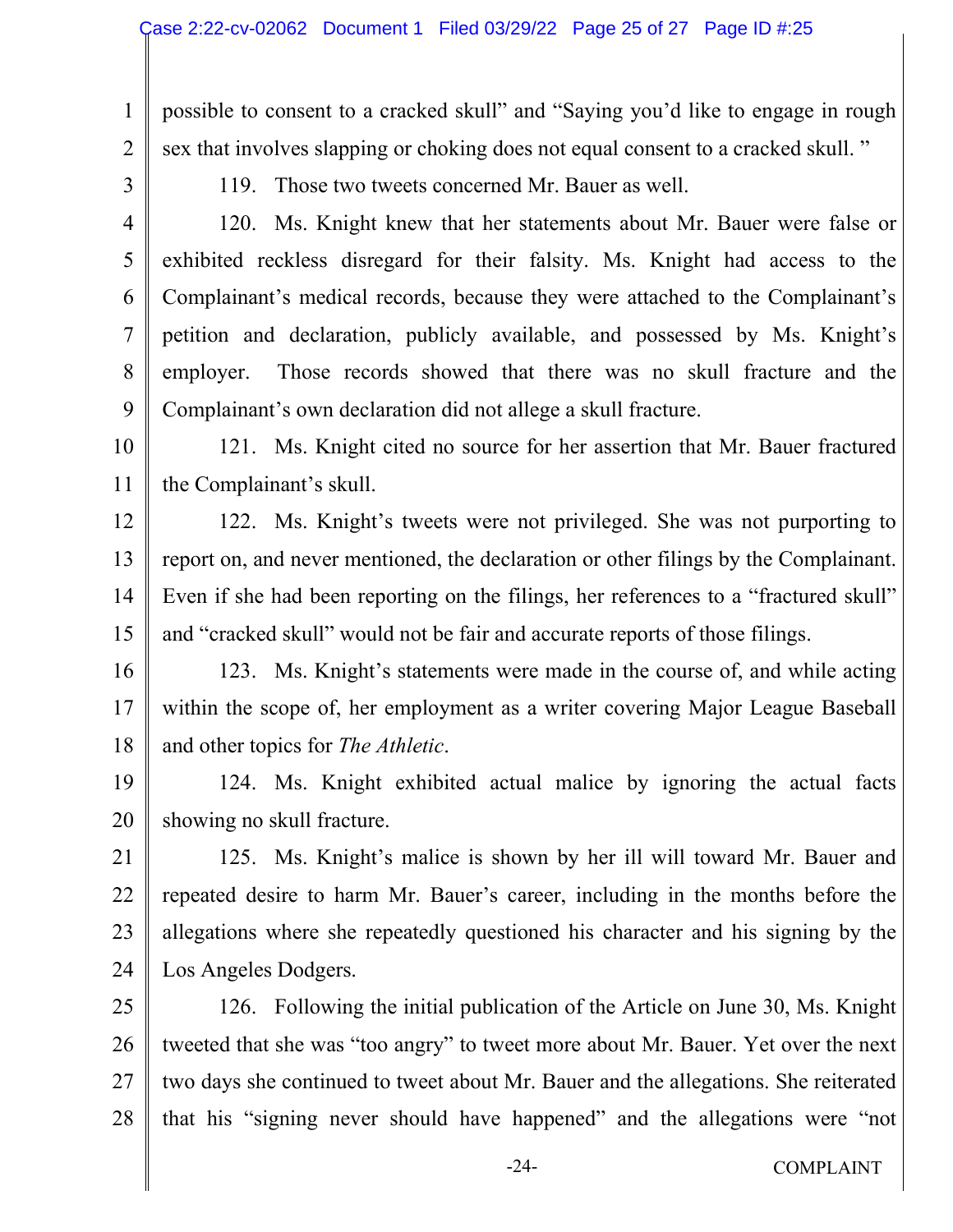possible to consent to a cracked skull" and "Saying you'd like to engage in rough sex that involves slapping or choking does not equal consent to a cracked skull. "

119. Those two tweets concerned Mr. Bauer as well.

120. Ms. Knight knew that her statements about Mr. Bauer were false or exhibited reckless disregard for their falsity. Ms. Knight had access to the Complainant's medical records, because they were attached to the Complainant's petition and declaration, publicly available, and possessed by Ms. Knight's employer. Those records showed that there was no skull fracture and the Complainant's own declaration did not allege a skull fracture.

121. Ms. Knight cited no source for her assertion that Mr. Bauer fractured the Complainant's skull.

122. Ms. Knight's tweets were not privileged. She was not purporting to report on, and never mentioned, the declaration or other filings by the Complainant. Even if she had been reporting on the filings, her references to a "fractured skull" and "cracked skull" would not be fair and accurate reports of those filings.

123. Ms. Knight's statements were made in the course of, and while acting within the scope of, her employment as a writer covering Major League Baseball and other topics for *The Athletic*.

124. Ms. Knight exhibited actual malice by ignoring the actual facts showing no skull fracture.

125. Ms. Knight's malice is shown by her ill will toward Mr. Bauer and repeated desire to harm Mr. Bauer's career, including in the months before the allegations where she repeatedly questioned his character and his signing by the Los Angeles Dodgers.

126. Following the initial publication of the Article on June 30, Ms. Knight tweeted that she was "too angry" to tweet more about Mr. Bauer. Yet over the next two days she continued to tweet about Mr. Bauer and the allegations. She reiterated that his "signing never should have happened" and the allegations were "not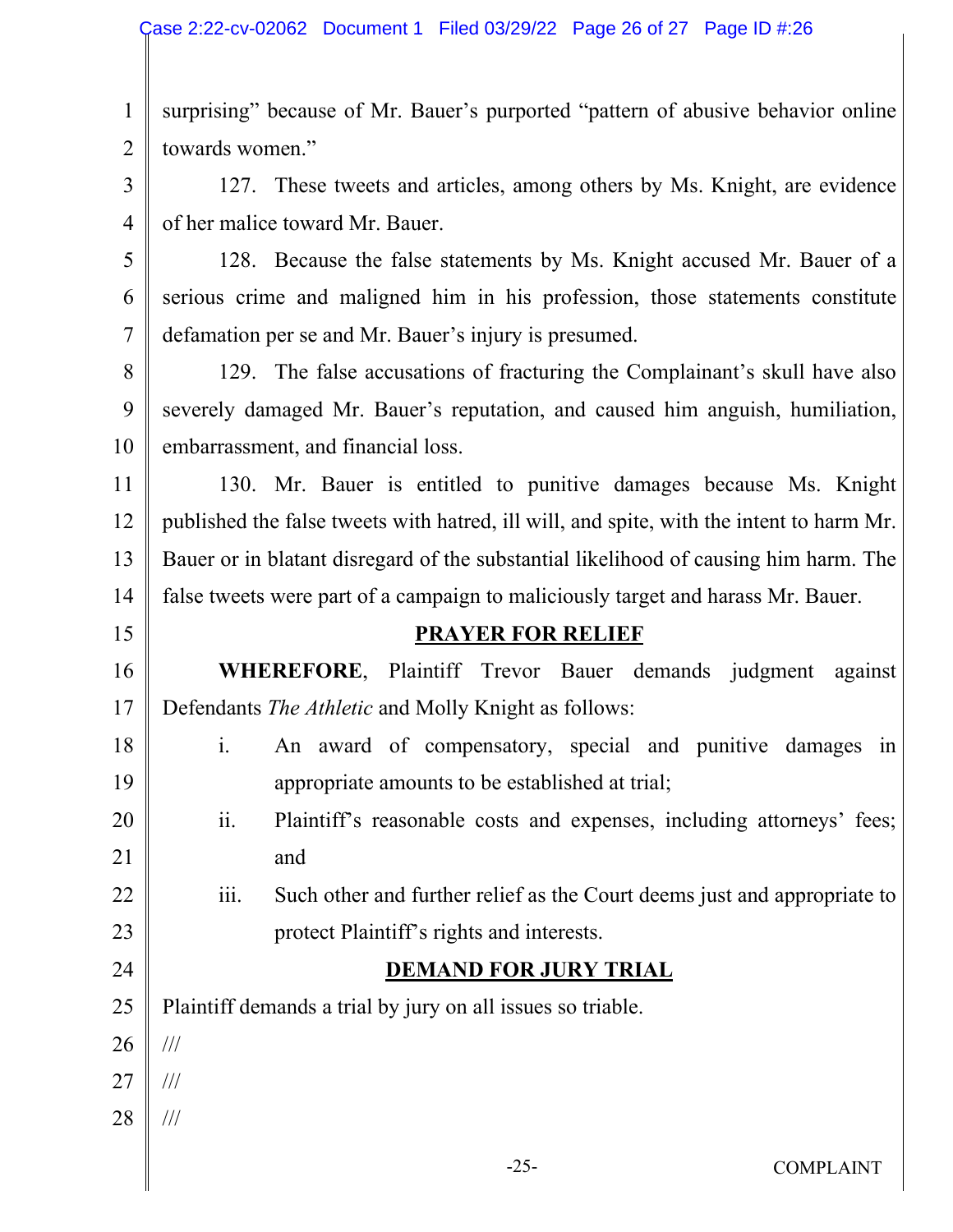surprising" because of Mr. Bauer's purported "pattern of abusive behavior online towards women."

127. These tweets and articles, among others by Ms. Knight, are evidence of her malice toward Mr. Bauer.

128. Because the false statements by Ms. Knight accused Mr. Bauer of a serious crime and maligned him in his profession, those statements constitute defamation per se and Mr. Bauer's injury is presumed.

129. The false accusations of fracturing the Complainant's skull have also severely damaged Mr. Bauer's reputation, and caused him anguish, humiliation, embarrassment, and financial loss.

130. Mr. Bauer is entitled to punitive damages because Ms. Knight published the false tweets with hatred, ill will, and spite, with the intent to harm Mr. Bauer or in blatant disregard of the substantial likelihood of causing him harm. The false tweets were part of a campaign to maliciously target and harass Mr. Bauer.

## PRAYER FOR RELIEF

**WHEREFORE**, Plaintiff Trevor Bauer demands judgment against Defendants *The Athletic* and Molly Knight as follows:

i. An award of compensatory, special and punitive damages in appropriate amounts to be established at trial;

ii. Plaintiff's reasonable costs and expenses, including attorneys' fees; and

iii. Such other and further relief as the Court deems just and appropriate to protect Plaintiff's rights and interests.

## DEMAND FOR JURY TRIAL

Plaintiff demands a trial by jury on all issues so triable.

///

///

///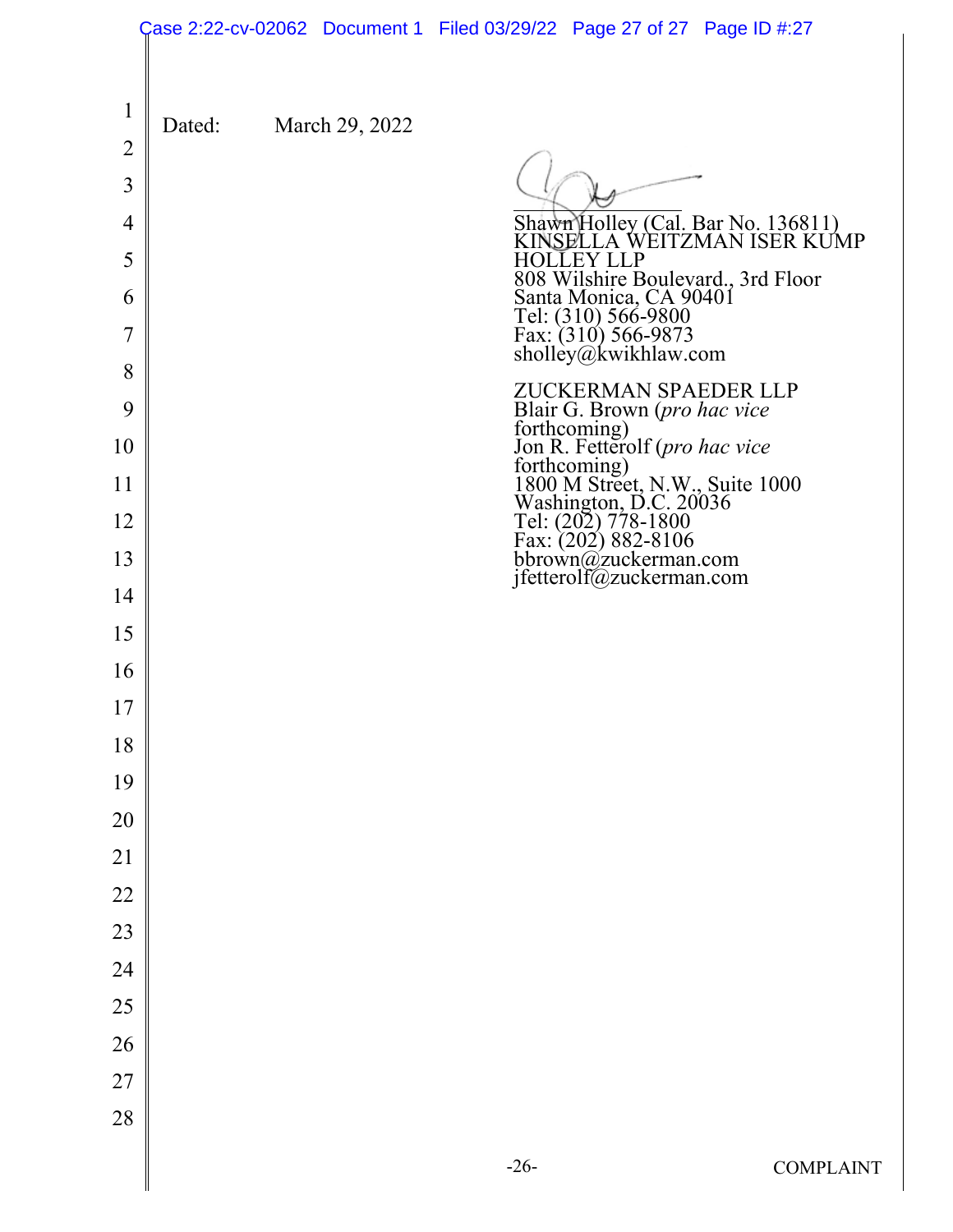Dated: March 29, 2022

Shawn Holley (Cal. Bar No. 136811)
KINSELLA WEITZMAN ISER KUMP HOLLEY LLP
808 Wilshire Boulevard., 3rd Floor
Santa Monica, CA 90401
Tel: (310) 566-9800
Fax: (310) 566-9873
sholley@kwikhlaw.com

ZUCKERMAN SPAEDER LLP
Blair G. Brown (*pro hac vice* forthcoming)
Jon R. Fetterolf (*pro hac vice* forthcoming)
1800 M Street, N.W., Suite 1000
Washington, D.C. 20036
Tel: (202) 778-1800
Fax: (202) 882-8106
bbrown@zuckerman.com
jfetterolf@zuckerman.com